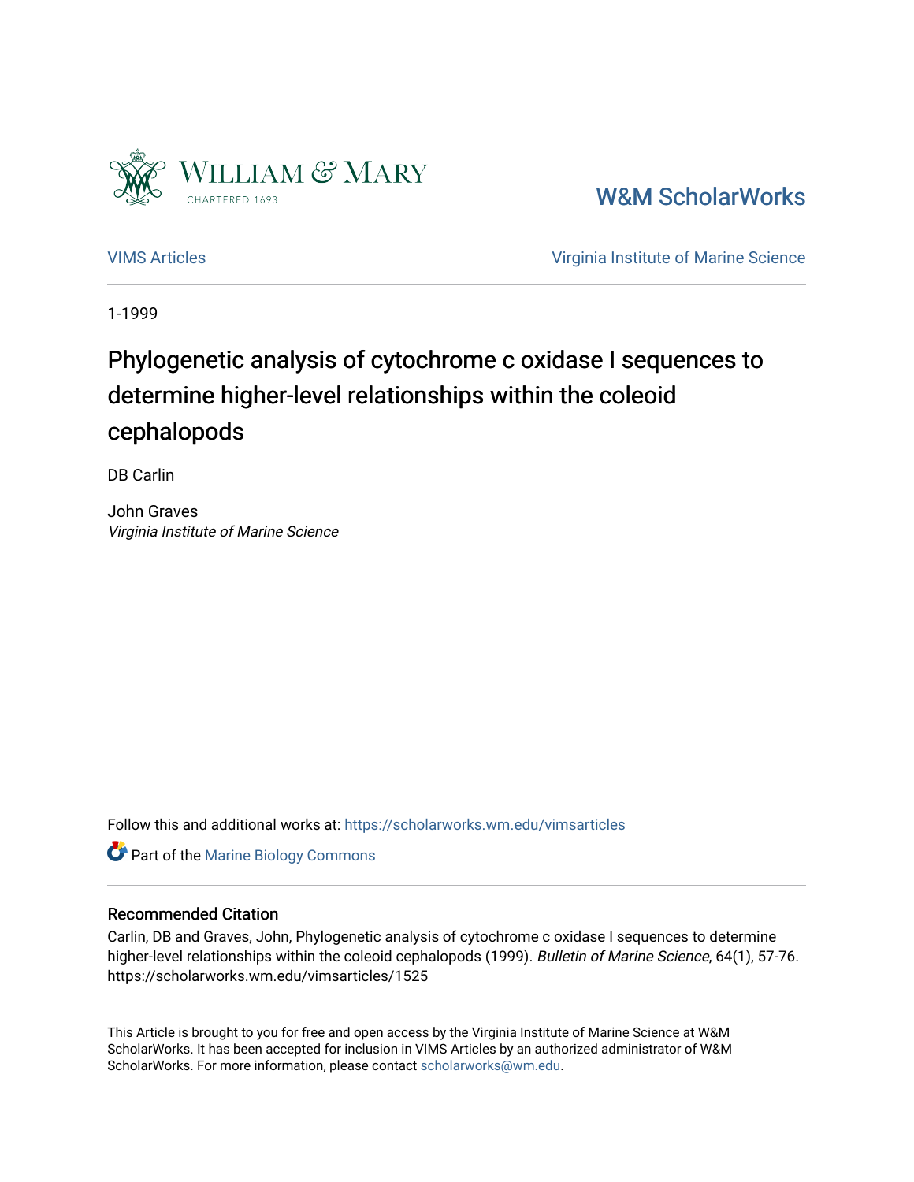W&M ScholarWorks

VIMS Articles

Virginia Institute of Marine Science

1-1999

# Phylogenetic analysis of cytochrome c oxidase I sequences to determine higher-level relationships within the coleoid cephalopods

DB Carlin

John Graves
*Virginia Institute of Marine Science*

Follow this and additional works at: https://scholarworks.wm.edu/vimsarticles

Part of the Marine Biology Commons

## Recommended Citation

Carlin, DB and Graves, John, Phylogenetic analysis of cytochrome c oxidase I sequences to determine higher-level relationships within the coleoid cephalopods (1999). *Bulletin of Marine Science*, 64(1), 57-76.
https://scholarworks.wm.edu/vimsarticles/1525

This Article is brought to you for free and open access by the Virginia Institute of Marine Science at W&M ScholarWorks. It has been accepted for inclusion in VIMS Articles by an authorized administrator of W&M ScholarWorks. For more information, please contact scholarworks@wm.edu.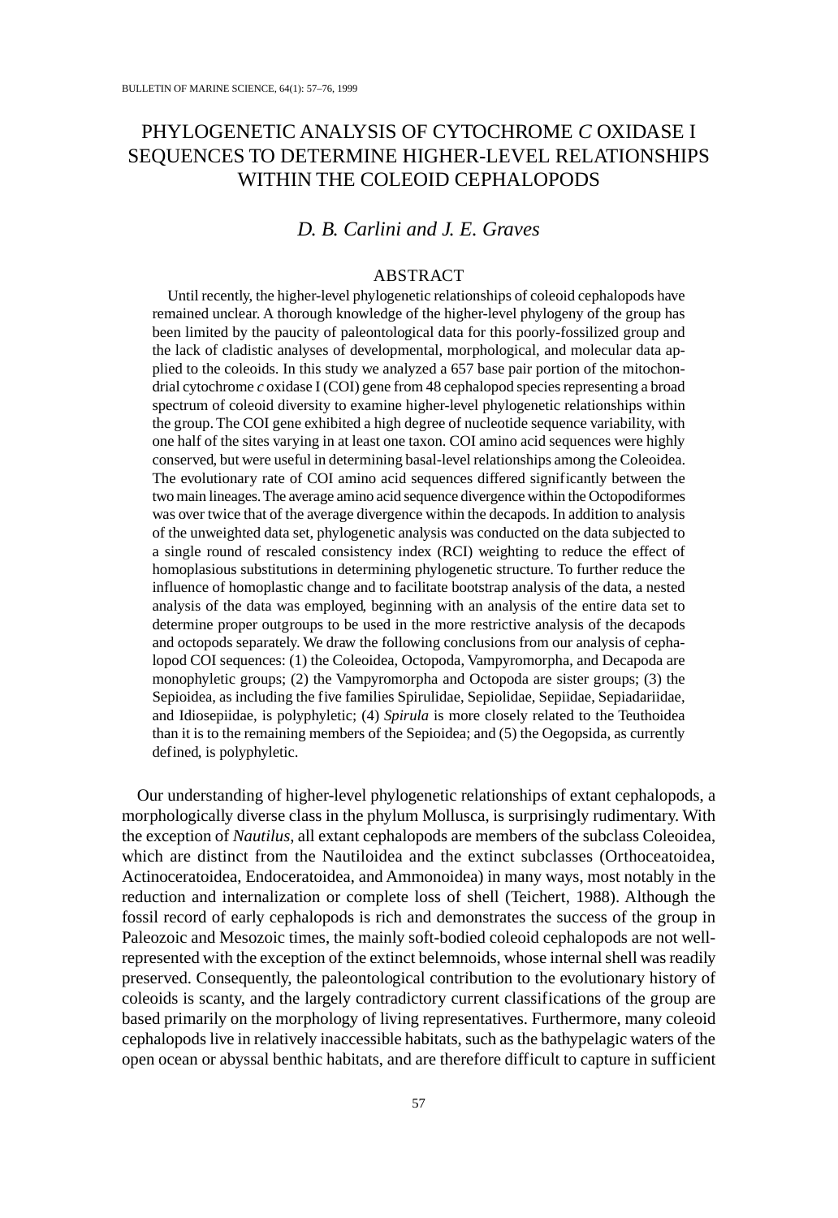# PHYLOGENETIC ANALYSIS OF CYTOCHROME *C* OXIDASE I SEQUENCES TO DETERMINE HIGHER-LEVEL RELATIONSHIPS WITHIN THE COLEOID CEPHALOPODS

*D. B. Carlini and J. E. Graves*

## ABSTRACT

Until recently, the higher-level phylogenetic relationships of coleoid cephalopods have remained unclear. A thorough knowledge of the higher-level phylogeny of the group has been limited by the paucity of paleontological data for this poorly-fossilized group and the lack of cladistic analyses of developmental, morphological, and molecular data applied to the coleoids. In this study we analyzed a 657 base pair portion of the mitochondrial cytochrome *c* oxidase I (COI) gene from 48 cephalopod species representing a broad spectrum of coleoid diversity to examine higher-level phylogenetic relationships within the group. The COI gene exhibited a high degree of nucleotide sequence variability, with one half of the sites varying in at least one taxon. COI amino acid sequences were highly conserved, but were useful in determining basal-level relationships among the Coleoidea. The evolutionary rate of COI amino acid sequences differed significantly between the two main lineages. The average amino acid sequence divergence within the Octopodiformes was over twice that of the average divergence within the decapods. In addition to analysis of the unweighted data set, phylogenetic analysis was conducted on the data subjected to a single round of rescaled consistency index (RCI) weighting to reduce the effect of homoplasious substitutions in determining phylogenetic structure. To further reduce the influence of homoplastic change and to facilitate bootstrap analysis of the data, a nested analysis of the data was employed, beginning with an analysis of the entire data set to determine proper outgroups to be used in the more restrictive analysis of the decapods and octopods separately. We draw the following conclusions from our analysis of cephalopod COI sequences: (1) the Coleoidea, Octopoda, Vampyromorpha, and Decapoda are monophyletic groups; (2) the Vampyromorpha and Octopoda are sister groups; (3) the Sepioidea, as including the five families Spirulidae, Sepiolidae, Sepiidae, Sepiadariidae, and Idiosepiidae, is polyphyletic; (4) *Spirula* is more closely related to the Teuthoidea than it is to the remaining members of the Sepioidea; and (5) the Oegopsida, as currently defined, is polyphyletic.

Our understanding of higher-level phylogenetic relationships of extant cephalopods, a morphologically diverse class in the phylum Mollusca, is surprisingly rudimentary. With the exception of *Nautilus*, all extant cephalopods are members of the subclass Coleoidea, which are distinct from the Nautiloidea and the extinct subclasses (Orthoceatoidea, Actinoceratoidea, Endoceratoidea, and Ammonoidea) in many ways, most notably in the reduction and internalization or complete loss of shell (Teichert, 1988). Although the fossil record of early cephalopods is rich and demonstrates the success of the group in Paleozoic and Mesozoic times, the mainly soft-bodied coleoid cephalopods are not well-represented with the exception of the extinct belemnoids, whose internal shell was readily preserved. Consequently, the paleontological contribution to the evolutionary history of coleoids is scanty, and the largely contradictory current classifications of the group are based primarily on the morphology of living representatives. Furthermore, many coleoid cephalopods live in relatively inaccessible habitats, such as the bathypelagic waters of the open ocean or abyssal benthic habitats, and are therefore difficult to capture in sufficient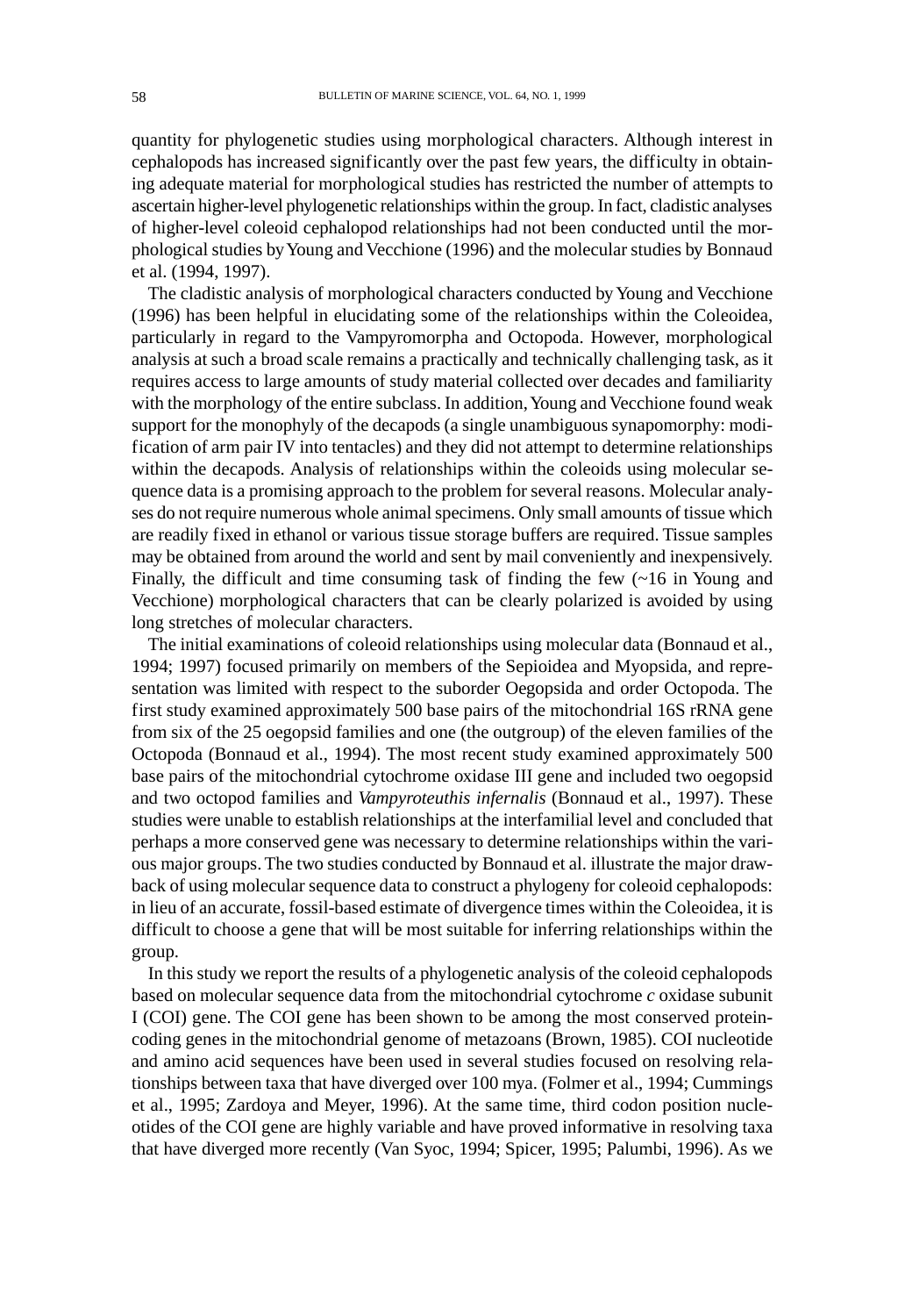quantity for phylogenetic studies using morphological characters. Although interest in cephalopods has increased significantly over the past few years, the difficulty in obtaining adequate material for morphological studies has restricted the number of attempts to ascertain higher-level phylogenetic relationships within the group. In fact, cladistic analyses of higher-level coleoid cephalopod relationships had not been conducted until the morphological studies by Young and Vecchione (1996) and the molecular studies by Bonnaud et al. (1994, 1997).

The cladistic analysis of morphological characters conducted by Young and Vecchione (1996) has been helpful in elucidating some of the relationships within the Coleoidea, particularly in regard to the Vampyromorpha and Octopoda. However, morphological analysis at such a broad scale remains a practically and technically challenging task, as it requires access to large amounts of study material collected over decades and familiarity with the morphology of the entire subclass. In addition, Young and Vecchione found weak support for the monophyly of the decapods (a single unambiguous synapomorphy: modification of arm pair IV into tentacles) and they did not attempt to determine relationships within the decapods. Analysis of relationships within the coleoids using molecular sequence data is a promising approach to the problem for several reasons. Molecular analyses do not require numerous whole animal specimens. Only small amounts of tissue which are readily fixed in ethanol or various tissue storage buffers are required. Tissue samples may be obtained from around the world and sent by mail conveniently and inexpensively. Finally, the difficult and time consuming task of finding the few (~16 in Young and Vecchione) morphological characters that can be clearly polarized is avoided by using long stretches of molecular characters.

The initial examinations of coleoid relationships using molecular data (Bonnaud et al., 1994; 1997) focused primarily on members of the Sepioidea and Myopsida, and representation was limited with respect to the suborder Oegopsida and order Octopoda. The first study examined approximately 500 base pairs of the mitochondrial 16S rRNA gene from six of the 25 oegopsid families and one (the outgroup) of the eleven families of the Octopoda (Bonnaud et al., 1994). The most recent study examined approximately 500 base pairs of the mitochondrial cytochrome oxidase III gene and included two oegopsid and two octopod families and *Vampyroteuthis infernalis* (Bonnaud et al., 1997). These studies were unable to establish relationships at the interfamilial level and concluded that perhaps a more conserved gene was necessary to determine relationships within the various major groups. The two studies conducted by Bonnaud et al. illustrate the major drawback of using molecular sequence data to construct a phylogeny for coleoid cephalopods: in lieu of an accurate, fossil-based estimate of divergence times within the Coleoidea, it is difficult to choose a gene that will be most suitable for inferring relationships within the group.

In this study we report the results of a phylogenetic analysis of the coleoid cephalopods based on molecular sequence data from the mitochondrial cytochrome *c* oxidase subunit I (COI) gene. The COI gene has been shown to be among the most conserved protein-coding genes in the mitochondrial genome of metazoans (Brown, 1985). COI nucleotide and amino acid sequences have been used in several studies focused on resolving relationships between taxa that have diverged over 100 mya. (Folmer et al., 1994; Cummings et al., 1995; Zardoya and Meyer, 1996). At the same time, third codon position nucleotides of the COI gene are highly variable and have proved informative in resolving taxa that have diverged more recently (Van Syoc, 1994; Spicer, 1995; Palumbi, 1996). As we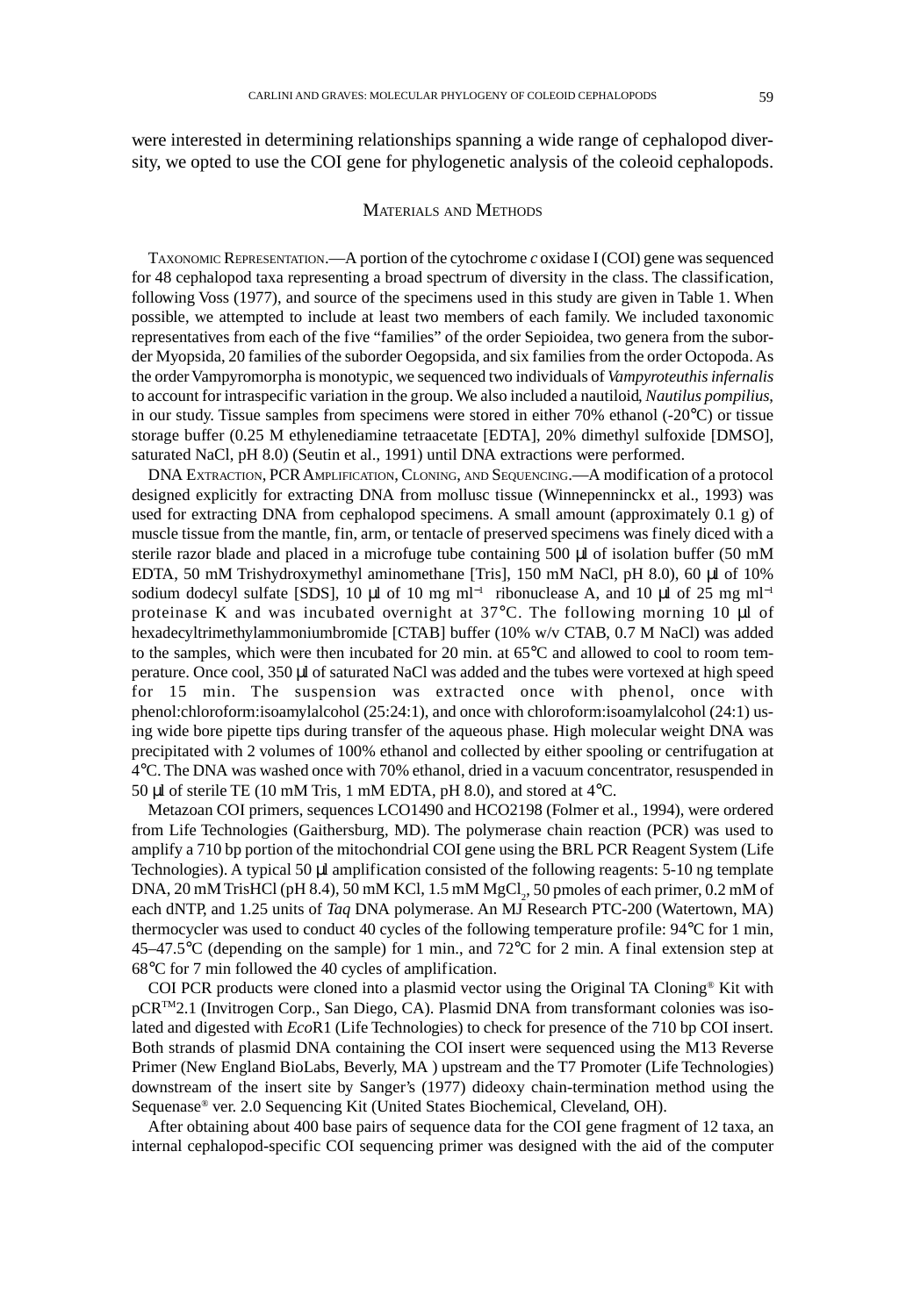were interested in determining relationships spanning a wide range of cephalopod diversity, we opted to use the COI gene for phylogenetic analysis of the coleoid cephalopods.

## Materials and Methods

Taxonomic Representation.—A portion of the cytochrome *c* oxidase I (COI) gene was sequenced for 48 cephalopod taxa representing a broad spectrum of diversity in the class. The classification, following Voss (1977), and source of the specimens used in this study are given in Table 1. When possible, we attempted to include at least two members of each family. We included taxonomic representatives from each of the five "families" of the order Sepioidea, two genera from the suborder Myopsida, 20 families of the suborder Oegopsida, and six families from the order Octopoda. As the order Vampyromorpha is monotypic, we sequenced two individuals of *Vampyroteuthis infernalis* to account for intraspecific variation in the group. We also included a nautiloid, *Nautilus pompilius*, in our study. Tissue samples from specimens were stored in either 70% ethanol (-20°C) or tissue storage buffer (0.25 M ethylenediamine tetraacetate [EDTA], 20% dimethyl sulfoxide [DMSO], saturated NaCl, pH 8.0) (Seutin et al., 1991) until DNA extractions were performed.

DNA Extraction, PCR Amplification, Cloning, and Sequencing.—A modification of a protocol designed explicitly for extracting DNA from mollusc tissue (Winnepenninckx et al., 1993) was used for extracting DNA from cephalopod specimens. A small amount (approximately 0.1 g) of muscle tissue from the mantle, fin, arm, or tentacle of preserved specimens was finely diced with a sterile razor blade and placed in a microfuge tube containing 500 μl of isolation buffer (50 mM EDTA, 50 mM Trishydroxymethyl aminomethane [Tris], 150 mM NaCl, pH 8.0), 60 μl of 10% sodium dodecyl sulfate [SDS], 10 μl of 10 mg $ml^{-1}$ ribonuclease A, and 10 μl of 25 mg $ml^{-1}$ proteinase K and was incubated overnight at 37°C. The following morning 10 μl of hexadecyltrimethylammoniumbromide [CTAB] buffer (10% w/v CTAB, 0.7 M NaCl) was added to the samples, which were then incubated for 20 min. at 65°C and allowed to cool to room temperature. Once cool, 350 μl of saturated NaCl was added and the tubes were vortexed at high speed for 15 min. The suspension was extracted once with phenol, once with phenol:chloroform:isoamylalcohol (25:24:1), and once with chloroform:isoamylalcohol (24:1) using wide bore pipette tips during transfer of the aqueous phase. High molecular weight DNA was precipitated with 2 volumes of 100% ethanol and collected by either spooling or centrifugation at 4°C. The DNA was washed once with 70% ethanol, dried in a vacuum concentrator, resuspended in 50 μl of sterile TE (10 mM Tris, 1 mM EDTA, pH 8.0), and stored at 4°C.

Metazoan COI primers, sequences LCO1490 and HCO2198 (Folmer et al., 1994), were ordered from Life Technologies (Gaithersburg, MD). The polymerase chain reaction (PCR) was used to amplify a 710 bp portion of the mitochondrial COI gene using the BRL PCR Reagent System (Life Technologies). A typical 50 μl amplification consisted of the following reagents: 5-10 ng template DNA, 20 mM TrisHCl (pH 8.4), 50 mM KCl, 1.5 mM $MgCl_2$, 50 pmoles of each primer, 0.2 mM of each dNTP, and 1.25 units of *Taq* DNA polymerase. An MJ Research PTC-200 (Watertown, MA) thermocycler was used to conduct 40 cycles of the following temperature profile: 94°C for 1 min, 45–47.5°C (depending on the sample) for 1 min., and 72°C for 2 min. A final extension step at 68°C for 7 min followed the 40 cycles of amplification.

COI PCR products were cloned into a plasmid vector using the Original TA Cloning® Kit with pCR™2.1 (Invitrogen Corp., San Diego, CA). Plasmid DNA from transformant colonies was isolated and digested with *Eco*R1 (Life Technologies) to check for presence of the 710 bp COI insert. Both strands of plasmid DNA containing the COI insert were sequenced using the M13 Reverse Primer (New England BioLabs, Beverly, MA ) upstream and the T7 Promoter (Life Technologies) downstream of the insert site by Sanger's (1977) dideoxy chain-termination method using the Sequenase® ver. 2.0 Sequencing Kit (United States Biochemical, Cleveland, OH).

After obtaining about 400 base pairs of sequence data for the COI gene fragment of 12 taxa, an internal cephalopod-specific COI sequencing primer was designed with the aid of the computer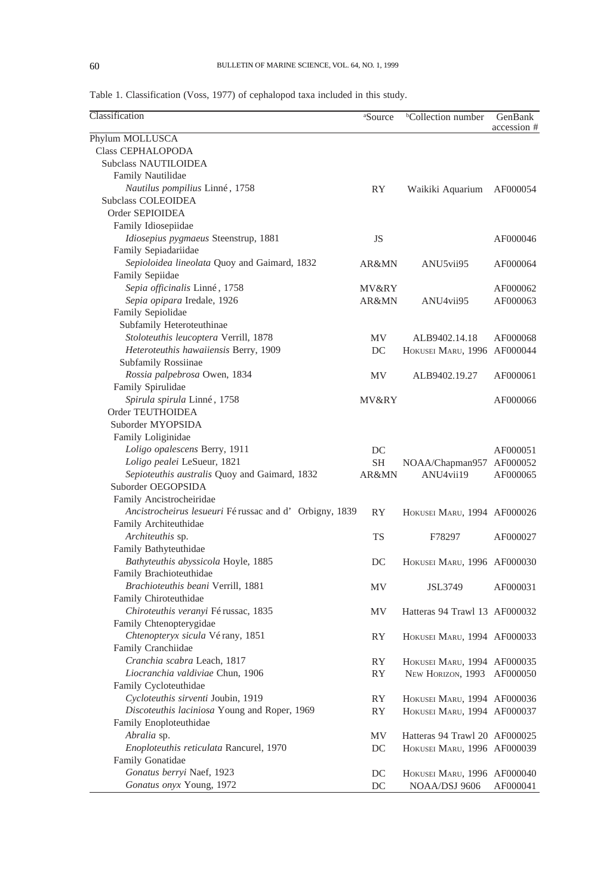Table 1. Classification (Voss, 1977) of cephalopod taxa included in this study.

| Classification | [a]Source | [b]Collection number | GenBank accession # |
|---|---|---|---|
| Phylum MOLLUSCA | | | |
| Class CEPHALOPODA | | | |
| Subclass NAUTILOIDEA | | | |
| Family Nautilidae | | | |
| *Nautilus pompilius* Linné, 1758 | RY | Waikiki Aquarium | AF000054 |
| Subclass COLEOIDEA | | | |
| Order SEPIOIDEA | | | |
| Family Idiosepiidae | | | |
| *Idiosepius pygmaeus* Steenstrup, 1881 | JS | | AF000046 |
| Family Sepiadariidae | | | |
| *Sepioloidea lineolata* Quoy and Gaimard, 1832 | AR&MN | ANU5vii95 | AF000064 |
| Family Sepiidae | | | |
| *Sepia officinalis* Linné, 1758 | MV&RY | | AF000062 |
| *Sepia opipara* Iredale, 1926 | AR&MN | ANU4vii95 | AF000063 |
| Family Sepiolidae | | | |
| Subfamily Heteroteuthinae | | | |
| *Stoloteuthis leucoptera* Verrill, 1878 | MV | ALB9402.14.18 | AF000068 |
| *Heteroteuthis hawaiiensis* Berry, 1909 | DC | Hokusei Maru, 1996 | AF000044 |
| Subfamily Rossiinae | | | |
| *Rossia palpebrosa* Owen, 1834 | MV | ALB9402.19.27 | AF000061 |
| Family Spirulidae | | | |
| *Spirula spirula* Linné, 1758 | MV&RY | | AF000066 |
| Order TEUTHOIDEA | | | |
| Suborder MYOPSIDA | | | |
| Family Loliginidae | | | |
| *Loligo opalescens* Berry, 1911 | DC | | AF000051 |
| *Loligo pealei* LeSueur, 1821 | SH | NOAA/Chapman957 | AF000052 |
| *Sepioteuthis australis* Quoy and Gaimard, 1832 | AR&MN | ANU4vii19 | AF000065 |
| Suborder OEGOPSIDA | | | |
| Family Ancistrocheiridae | | | |
| *Ancistrocheirus lesueuri* Férussac and d' Orbigny, 1839 | RY | Hokusei Maru, 1994 | AF000026 |
| Family Architeuthidae | | | |
| *Architeuthis* sp. | TS | F78297 | AF000027 |
| Family Bathyteuthidae | | | |
| *Bathyteuthis abyssicola* Hoyle, 1885 | DC | Hokusei Maru, 1996 | AF000030 |
| Family Brachioteuthidae | | | |
| *Brachioteuthis beani* Verrill, 1881 | MV | JSL3749 | AF000031 |
| Family Chiroteuthidae | | | |
| *Chiroteuthis veranyi* Férussac, 1835 | MV | Hatteras 94 Trawl 13 | AF000032 |
| Family Chtenopterygidae | | | |
| *Chtenopteryx sicula* Vérany, 1851 | RY | Hokusei Maru, 1994 | AF000033 |
| Family Cranchiidae | | | |
| *Cranchia scabra* Leach, 1817 | RY | Hokusei Maru, 1994 | AF000035 |
| *Liocranchia valdiviae* Chun, 1906 | RY | New Horizon, 1993 | AF000050 |
| Family Cycloteuthidae | | | |
| *Cycloteuthis sirventi* Joubin, 1919 | RY | Hokusei Maru, 1994 | AF000036 |
| *Discoteuthis laciniosa* Young and Roper, 1969 | RY | Hokusei Maru, 1994 | AF000037 |
| Family Enoploteuthidae | | | |
| *Abralia* sp. | MV | Hatteras 94 Trawl 20 | AF000025 |
| *Enoploteuthis reticulata* Rancurel, 1970 | DC | Hokusei Maru, 1996 | AF000039 |
| Family Gonatidae | | | |
| *Gonatus berryi* Naef, 1923 | DC | Hokusei Maru, 1996 | AF000040 |
| *Gonatus onyx* Young, 1972 | DC | NOAA/DSJ 9606 | AF000041 |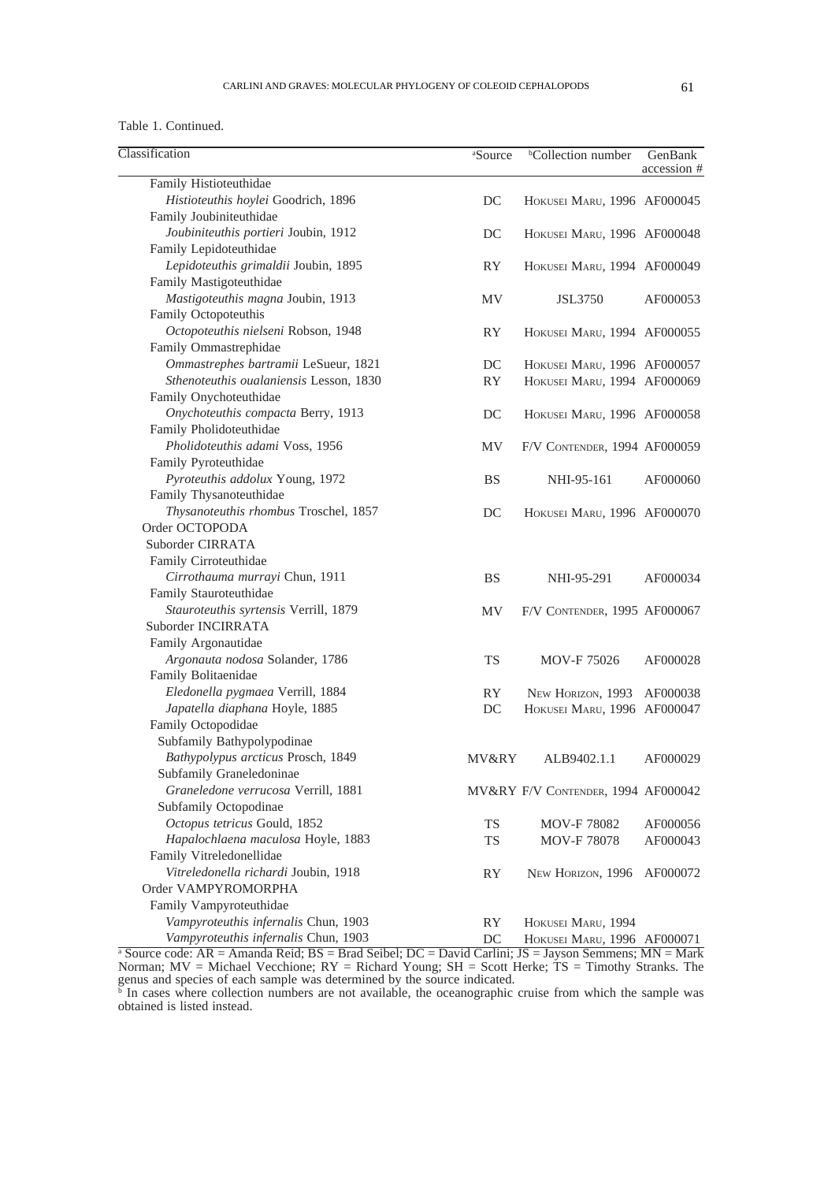Table 1. Continued.

| Classification | [a]Source | [b]Collection number | GenBank accession # |
|---|---|---|---|
| Family Histioteuthidae | | | |
| *Histioteuthis hoylei* Goodrich, 1896 | DC | Hokusei Maru, 1996 | AF000045 |
| Family Joubiniteuthidae | | | |
| *Joubiniteuthis portieri* Joubin, 1912 | DC | Hokusei Maru, 1996 | AF000048 |
| Family Lepidoteuthidae | | | |
| *Lepidoteuthis grimaldii* Joubin, 1895 | RY | Hokusei Maru, 1994 | AF000049 |
| Family Mastigoteuthidae | | | |
| *Mastigoteuthis magna* Joubin, 1913 | MV | JSL3750 | AF000053 |
| Family Octopoteuthis | | | |
| *Octopoteuthis nielseni* Robson, 1948 | RY | Hokusei Maru, 1994 | AF000055 |
| Family Ommastrephidae | | | |
| *Ommastrephes bartramii* LeSueur, 1821 | DC | Hokusei Maru, 1996 | AF000057 |
| *Sthenoteuthis oualaniensis* Lesson, 1830 | RY | Hokusei Maru, 1994 | AF000069 |
| Family Onychoteuthidae | | | |
| *Onychoteuthis compacta* Berry, 1913 | DC | Hokusei Maru, 1996 | AF000058 |
| Family Pholidoteuthidae | | | |
| *Pholidoteuthis adami* Voss, 1956 | MV | F/V Contender, 1994 | AF000059 |
| Family Pyroteuthidae | | | |
| *Pyroteuthis addolux* Young, 1972 | BS | NHI-95-161 | AF000060 |
| Family Thysanoteuthidae | | | |
| *Thysanoteuthis rhombus* Troschel, 1857 | DC | Hokusei Maru, 1996 | AF000070 |
| Order OCTOPODA | | | |
| Suborder CIRRATA | | | |
| Family Cirroteuthidae | | | |
| *Cirrothauma murrayi* Chun, 1911 | BS | NHI-95-291 | AF000034 |
| Family Stauroteuthidae | | | |
| *Stauroteuthis syrtensis* Verrill, 1879 | MV | F/V Contender, 1995 | AF000067 |
| Suborder INCIRRATA | | | |
| Family Argonautidae | | | |
| *Argonauta nodosa* Solander, 1786 | TS | MOV-F 75026 | AF000028 |
| Family Bolitaenidae | | | |
| *Eledonella pygmaea* Verrill, 1884 | RY | New Horizon, 1993 | AF000038 |
| *Japatella diaphana* Hoyle, 1885 | DC | Hokusei Maru, 1996 | AF000047 |
| Family Octopodidae | | | |
| Subfamily Bathypolypodinae | | | |
| *Bathypolypus arcticus* Prosch, 1849 | MV&RY | ALB9402.1.1 | AF000029 |
| Subfamily Graneledoninae | | | |
| *Graneledone verrucosa* Verrill, 1881 | MV&RY | F/V Contender, 1994 | AF000042 |
| Subfamily Octopodinae | | | |
| *Octopus tetricus* Gould, 1852 | TS | MOV-F 78082 | AF000056 |
| *Hapalochlaena maculosa* Hoyle, 1883 | TS | MOV-F 78078 | AF000043 |
| Family Vitreledonellidae | | | |
| *Vitreledonella richardi* Joubin, 1918 | RY | New Horizon, 1996 | AF000072 |
| Order VAMPYROMORPHA | | | |
| Family Vampyroteuthidae | | | |
| *Vampyroteuthis infernalis* Chun, 1903 | RY | Hokusei Maru, 1994 | |
| *Vampyroteuthis infernalis* Chun, 1903 | DC | Hokusei Maru, 1996 | AF000071 |

[a] Source code: AR = Amanda Reid; BS = Brad Seibel; DC = David Carlini; JS = Jayson Semmens; MN = Mark Norman; MV = Michael Vecchione; RY = Richard Young; SH = Scott Herke; TS = Timothy Stranks. The genus and species of each sample was determined by the source indicated.

[b] In cases where collection numbers are not available, the oceanographic cruise from which the sample was obtained is listed instead.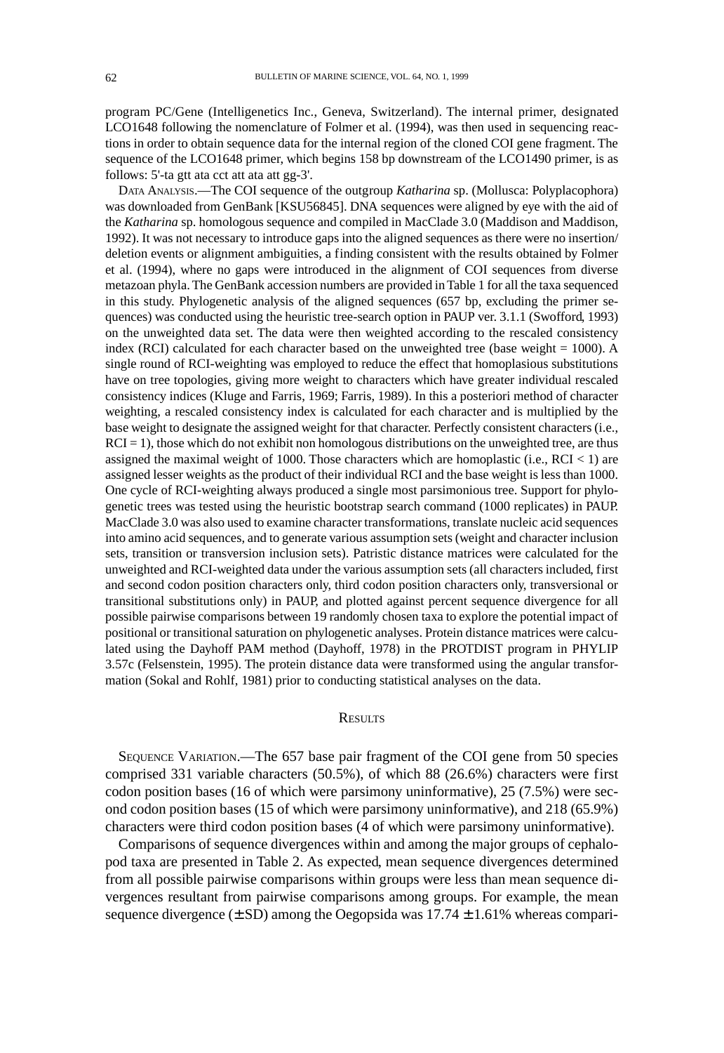program PC/Gene (Intelligenetics Inc., Geneva, Switzerland). The internal primer, designated LCO1648 following the nomenclature of Folmer et al. (1994), was then used in sequencing reactions in order to obtain sequence data for the internal region of the cloned COI gene fragment. The sequence of the LCO1648 primer, which begins 158 bp downstream of the LCO1490 primer, is as follows: 5'-ta gtt ata cct att ata att gg-3'.

DATA ANALYSIS.—The COI sequence of the outgroup *Katharina* sp. (Mollusca: Polyplacophora) was downloaded from GenBank [KSU56845]. DNA sequences were aligned by eye with the aid of the *Katharina* sp. homologous sequence and compiled in MacClade 3.0 (Maddison and Maddison, 1992). It was not necessary to introduce gaps into the aligned sequences as there were no insertion/deletion events or alignment ambiguities, a finding consistent with the results obtained by Folmer et al. (1994), where no gaps were introduced in the alignment of COI sequences from diverse metazoan phyla. The GenBank accession numbers are provided in Table 1 for all the taxa sequenced in this study. Phylogenetic analysis of the aligned sequences (657 bp, excluding the primer sequences) was conducted using the heuristic tree-search option in PAUP ver. 3.1.1 (Swofford, 1993) on the unweighted data set. The data were then weighted according to the rescaled consistency index (RCI) calculated for each character based on the unweighted tree (base weight = 1000). A single round of RCI-weighting was employed to reduce the effect that homoplasious substitutions have on tree topologies, giving more weight to characters which have greater individual rescaled consistency indices (Kluge and Farris, 1969; Farris, 1989). In this a posteriori method of character weighting, a rescaled consistency index is calculated for each character and is multiplied by the base weight to designate the assigned weight for that character. Perfectly consistent characters (i.e., RCI = 1), those which do not exhibit non homologous distributions on the unweighted tree, are thus assigned the maximal weight of 1000. Those characters which are homoplastic (i.e., RCI < 1) are assigned lesser weights as the product of their individual RCI and the base weight is less than 1000. One cycle of RCI-weighting always produced a single most parsimonious tree. Support for phylogenetic trees was tested using the heuristic bootstrap search command (1000 replicates) in PAUP. MacClade 3.0 was also used to examine character transformations, translate nucleic acid sequences into amino acid sequences, and to generate various assumption sets (weight and character inclusion sets, transition or transversion inclusion sets). Patristic distance matrices were calculated for the unweighted and RCI-weighted data under the various assumption sets (all characters included, first and second codon position characters only, third codon position characters only, transversional or transitional substitutions only) in PAUP, and plotted against percent sequence divergence for all possible pairwise comparisons between 19 randomly chosen taxa to explore the potential impact of positional or transitional saturation on phylogenetic analyses. Protein distance matrices were calculated using the Dayhoff PAM method (Dayhoff, 1978) in the PROTDIST program in PHYLIP 3.57c (Felsenstein, 1995). The protein distance data were transformed using the angular transformation (Sokal and Rohlf, 1981) prior to conducting statistical analyses on the data.

## RESULTS

SEQUENCE VARIATION.—The 657 base pair fragment of the COI gene from 50 species comprised 331 variable characters (50.5%), of which 88 (26.6%) characters were first codon position bases (16 of which were parsimony uninformative), 25 (7.5%) were second codon position bases (15 of which were parsimony uninformative), and 218 (65.9%) characters were third codon position bases (4 of which were parsimony uninformative).

Comparisons of sequence divergences within and among the major groups of cephalopod taxa are presented in Table 2. As expected, mean sequence divergences determined from all possible pairwise comparisons within groups were less than mean sequence divergences resultant from pairwise comparisons among groups. For example, the mean sequence divergence (± SD) among the Oegopsida was 17.74 ± 1.61% whereas compari-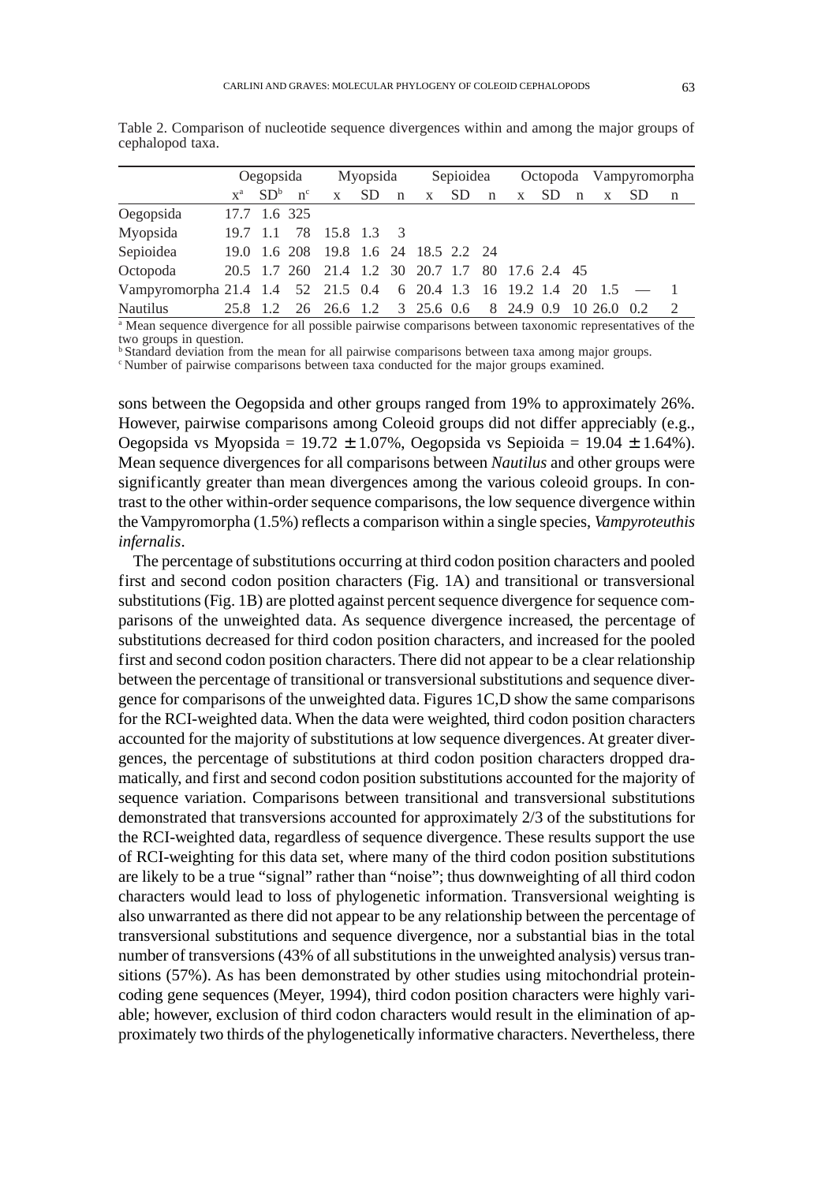Table 2. Comparison of nucleotide sequence divergences within and among the major groups of cephalopod taxa.

| | Oegopsida | | | Myopsida | | | Sepioidea | | | Octopoda | | | Vampyromorpha | | |
|---|---|---|---|---|---|---|---|---|---|---|---|---|---|---|---|
| | x[a] | SD[b] | n[c] | x | SD | n | x | SD | n | x | SD | n | x | SD | n |
| Oegopsida | 17.7 | 1.6 | 325 | | | | | | | | | | | | |
| Myopsida | 19.7 | 1.1 | 78 | 15.8 | 1.3 | 3 | | | | | | | | | |
| Sepioidea | 19.0 | 1.6 | 208 | 19.8 | 1.6 | 24 | 18.5 | 2.2 | 24 | | | | | | |
| Octopoda | 20.5 | 1.7 | 260 | 21.4 | 1.2 | 30 | 20.7 | 1.7 | 80 | 17.6 | 2.4 | 45 | | | |
| Vampyromorpha | 21.4 | 1.4 | 52 | 21.5 | 0.4 | 6 | 20.4 | 1.3 | 16 | 19.2 | 1.4 | 20 | 1.5 | — | 1 |
| Nautilus | 25.8 | 1.2 | 26 | 26.6 | 1.2 | 3 | 25.6 | 0.6 | 8 | 24.9 | 0.9 | 10 | 26.0 | 0.2 | 2 |

[a] Mean sequence divergence for all possible pairwise comparisons between taxonomic representatives of the two groups in question.
[b] Standard deviation from the mean for all pairwise comparisons between taxa among major groups.
[c] Number of pairwise comparisons between taxa conducted for the major groups examined.

sons between the Oegopsida and other groups ranged from 19% to approximately 26%. However, pairwise comparisons among Coleoid groups did not differ appreciably (e.g., Oegopsida vs Myopsida = 19.72 ± 1.07%, Oegopsida vs Sepioida = 19.04 ± 1.64%). Mean sequence divergences for all comparisons between *Nautilus* and other groups were significantly greater than mean divergences among the various coleoid groups. In contrast to the other within-order sequence comparisons, the low sequence divergence within the Vampyromorpha (1.5%) reflects a comparison within a single species, *Vampyroteuthis infernalis*.

The percentage of substitutions occurring at third codon position characters and pooled first and second codon position characters (Fig. 1A) and transitional or transversional substitutions (Fig. 1B) are plotted against percent sequence divergence for sequence comparisons of the unweighted data. As sequence divergence increased, the percentage of substitutions decreased for third codon position characters, and increased for the pooled first and second codon position characters. There did not appear to be a clear relationship between the percentage of transitional or transversional substitutions and sequence divergence for comparisons of the unweighted data. Figures 1C,D show the same comparisons for the RCI-weighted data. When the data were weighted, third codon position characters accounted for the majority of substitutions at low sequence divergences. At greater divergences, the percentage of substitutions at third codon position characters dropped dramatically, and first and second codon position substitutions accounted for the majority of sequence variation. Comparisons between transitional and transversional substitutions demonstrated that transversions accounted for approximately 2/3 of the substitutions for the RCI-weighted data, regardless of sequence divergence. These results support the use of RCI-weighting for this data set, where many of the third codon position substitutions are likely to be a true "signal" rather than "noise"; thus downweighting of all third codon characters would lead to loss of phylogenetic information. Transversional weighting is also unwarranted as there did not appear to be any relationship between the percentage of transversional substitutions and sequence divergence, nor a substantial bias in the total number of transversions (43% of all substitutions in the unweighted analysis) versus transitions (57%). As has been demonstrated by other studies using mitochondrial protein-coding gene sequences (Meyer, 1994), third codon position characters were highly variable; however, exclusion of third codon characters would result in the elimination of approximately two thirds of the phylogenetically informative characters. Nevertheless, there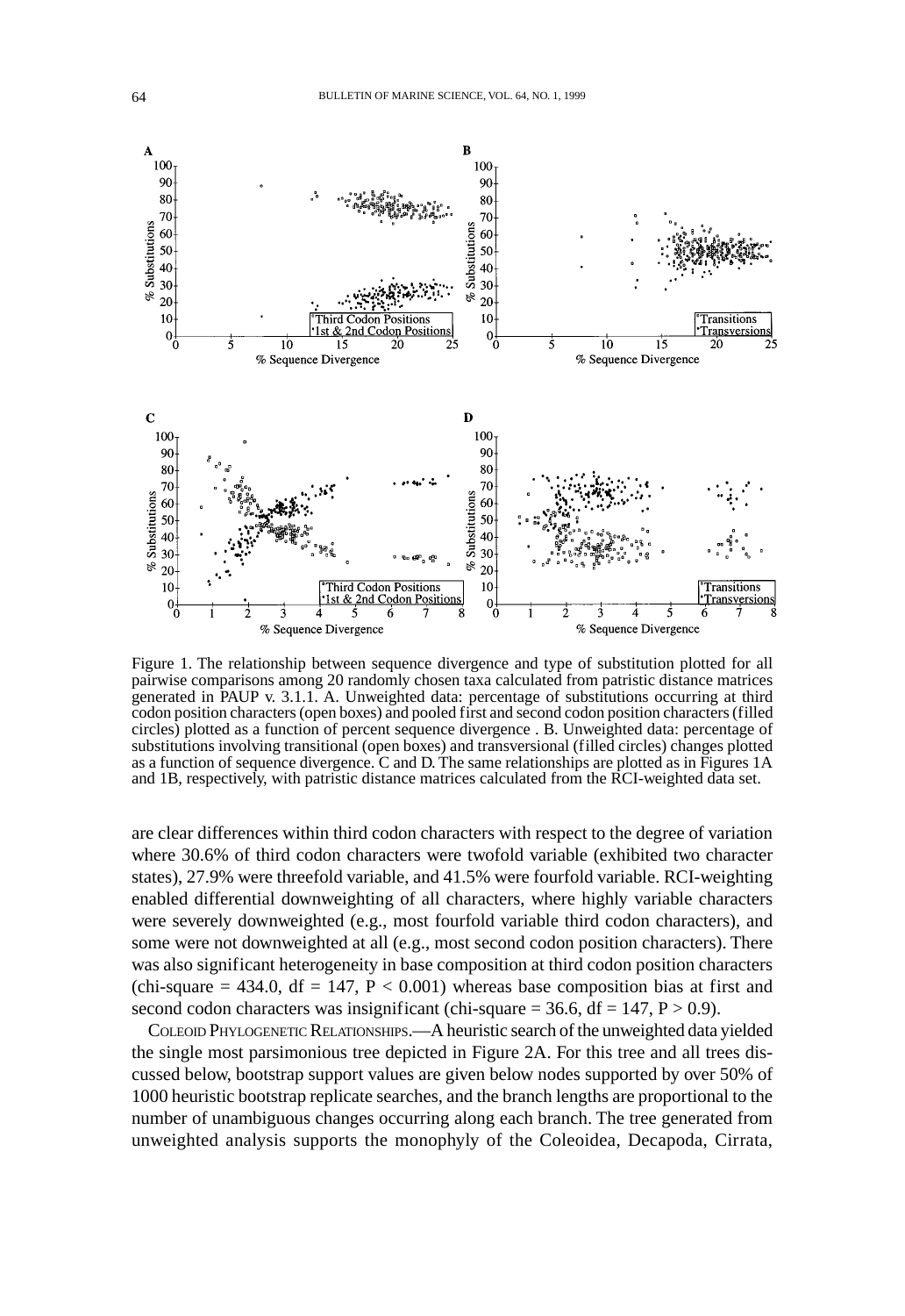Figure 1. The relationship between sequence divergence and type of substitution plotted for all pairwise comparisons among 20 randomly chosen taxa calculated from patristic distance matrices generated in PAUP v. 3.1.1. A. Unweighted data: percentage of substitutions occurring at third codon position characters (open boxes) and pooled first and second codon position characters (filled circles) plotted as a function of percent sequence divergence . B. Unweighted data: percentage of substitutions involving transitional (open boxes) and transversional (filled circles) changes plotted as a function of sequence divergence. C and D. The same relationships are plotted as in Figures 1A and 1B, respectively, with patristic distance matrices calculated from the RCI-weighted data set.

are clear differences within third codon characters with respect to the degree of variation where 30.6% of third codon characters were twofold variable (exhibited two character states), 27.9% were threefold variable, and 41.5% were fourfold variable. RCI-weighting enabled differential downweighting of all characters, where highly variable characters were severely downweighted (e.g., most fourfold variable third codon characters), and some were not downweighted at all (e.g., most second codon position characters). There was also significant heterogeneity in base composition at third codon position characters (chi-square = 434.0, df = 147, $P < 0.001$) whereas base composition bias at first and second codon characters was insignificant (chi-square = 36.6, df = 147, $P > 0.9$).

Coleoid Phylogenetic Relationships.—A heuristic search of the unweighted data yielded the single most parsimonious tree depicted in Figure 2A. For this tree and all trees discussed below, bootstrap support values are given below nodes supported by over 50% of 1000 heuristic bootstrap replicate searches, and the branch lengths are proportional to the number of unambiguous changes occurring along each branch. The tree generated from unweighted analysis supports the monophyly of the Coleoidea, Decapoda, Cirrata,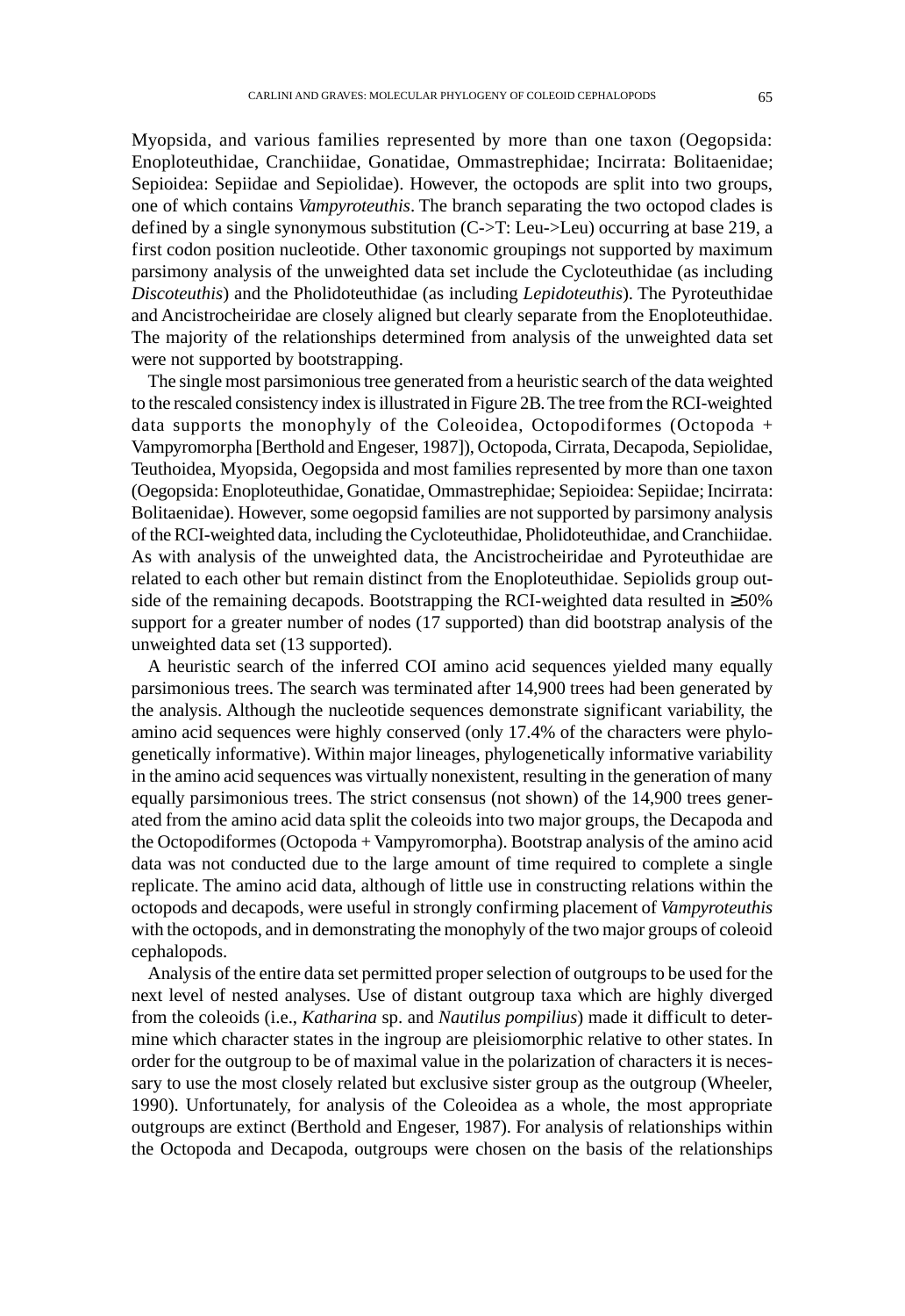Myopsida, and various families represented by more than one taxon (Oegopsida: Enoploteuthidae, Cranchiidae, Gonatidae, Ommastrephidae; Incirrata: Bolitaenidae; Sepioidea: Sepiidae and Sepiolidae). However, the octopods are split into two groups, one of which contains *Vampyroteuthis*. The branch separating the two octopod clades is defined by a single synonymous substitution (C->T: Leu->Leu) occurring at base 219, a first codon position nucleotide. Other taxonomic groupings not supported by maximum parsimony analysis of the unweighted data set include the Cycloteuthidae (as including *Discoteuthis*) and the Pholidoteuthidae (as including *Lepidoteuthis*). The Pyroteuthidae and Ancistrocheiridae are closely aligned but clearly separate from the Enoploteuthidae. The majority of the relationships determined from analysis of the unweighted data set were not supported by bootstrapping.

The single most parsimonious tree generated from a heuristic search of the data weighted to the rescaled consistency index is illustrated in Figure 2B. The tree from the RCI-weighted data supports the monophyly of the Coleoidea, Octopodiformes (Octopoda + Vampyromorpha [Berthold and Engeser, 1987]), Octopoda, Cirrata, Decapoda, Sepiolidae, Teuthoidea, Myopsida, Oegopsida and most families represented by more than one taxon (Oegopsida: Enoploteuthidae, Gonatidae, Ommastrephidae; Sepioidea: Sepiidae; Incirrata: Bolitaenidae). However, some oegopsid families are not supported by parsimony analysis of the RCI-weighted data, including the Cycloteuthidae, Pholidoteuthidae, and Cranchiidae. As with analysis of the unweighted data, the Ancistrocheiridae and Pyroteuthidae are related to each other but remain distinct from the Enoploteuthidae. Sepiolids group outside of the remaining decapods. Bootstrapping the RCI-weighted data resulted in ≥50% support for a greater number of nodes (17 supported) than did bootstrap analysis of the unweighted data set (13 supported).

A heuristic search of the inferred COI amino acid sequences yielded many equally parsimonious trees. The search was terminated after 14,900 trees had been generated by the analysis. Although the nucleotide sequences demonstrate significant variability, the amino acid sequences were highly conserved (only 17.4% of the characters were phylogenetically informative). Within major lineages, phylogenetically informative variability in the amino acid sequences was virtually nonexistent, resulting in the generation of many equally parsimonious trees. The strict consensus (not shown) of the 14,900 trees generated from the amino acid data split the coleoids into two major groups, the Decapoda and the Octopodiformes (Octopoda + Vampyromorpha). Bootstrap analysis of the amino acid data was not conducted due to the large amount of time required to complete a single replicate. The amino acid data, although of little use in constructing relations within the octopods and decapods, were useful in strongly confirming placement of *Vampyroteuthis* with the octopods, and in demonstrating the monophyly of the two major groups of coleoid cephalopods.

Analysis of the entire data set permitted proper selection of outgroups to be used for the next level of nested analyses. Use of distant outgroup taxa which are highly diverged from the coleoids (i.e., *Katharina* sp. and *Nautilus pompilius*) made it difficult to determine which character states in the ingroup are pleisiomorphic relative to other states. In order for the outgroup to be of maximal value in the polarization of characters it is necessary to use the most closely related but exclusive sister group as the outgroup (Wheeler, 1990). Unfortunately, for analysis of the Coleoidea as a whole, the most appropriate outgroups are extinct (Berthold and Engeser, 1987). For analysis of relationships within the Octopoda and Decapoda, outgroups were chosen on the basis of the relationships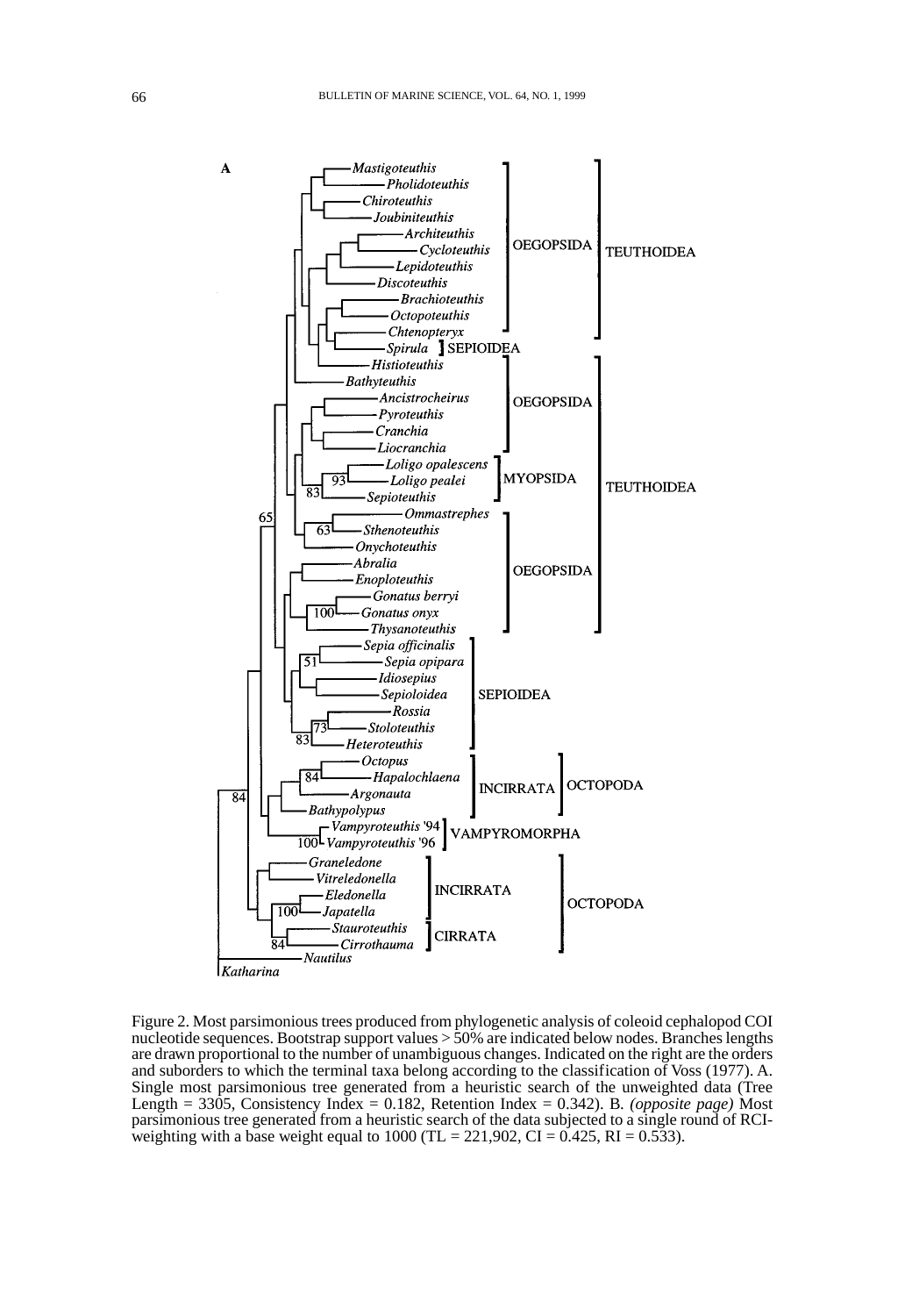Figure 2. Most parsimonious trees produced from phylogenetic analysis of coleoid cephalopod COI nucleotide sequences. Bootstrap support values > 50% are indicated below nodes. Branches lengths are drawn proportional to the number of unambiguous changes. Indicated on the right are the orders and suborders to which the terminal taxa belong according to the classification of Voss (1977). A. Single most parsimonious tree generated from a heuristic search of the unweighted data (Tree Length = 3305, Consistency Index = 0.182, Retention Index = 0.342). B. *(opposite page)* Most parsimonious tree generated from a heuristic search of the data subjected to a single round of RCI-weighting with a base weight equal to 1000 (TL = 221,902, CI = 0.425, RI = 0.533).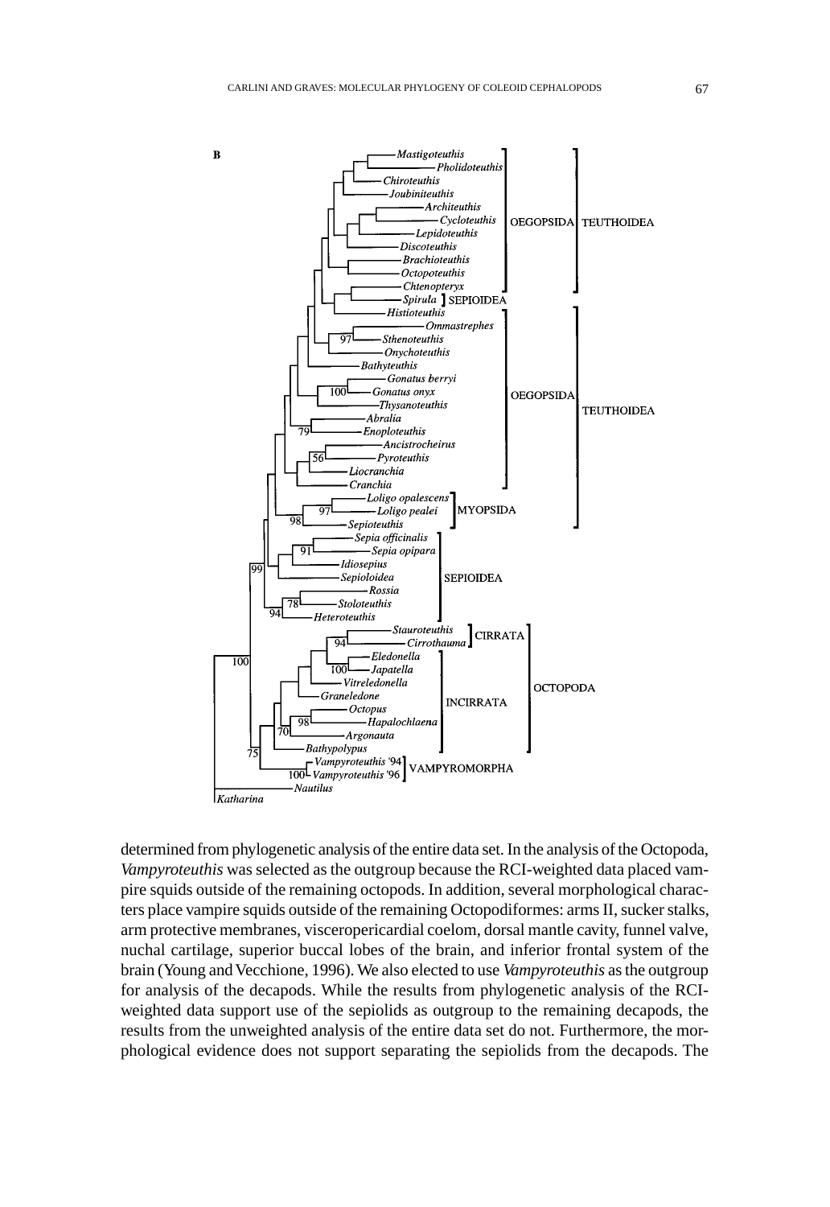determined from phylogenetic analysis of the entire data set. In the analysis of the Octopoda, *Vampyroteuthis* was selected as the outgroup because the RCI-weighted data placed vampire squids outside of the remaining octopods. In addition, several morphological characters place vampire squids outside of the remaining Octopodiformes: arms II, sucker stalks, arm protective membranes, visceropericardial coelom, dorsal mantle cavity, funnel valve, nuchal cartilage, superior buccal lobes of the brain, and inferior frontal system of the brain (Young and Vecchione, 1996). We also elected to use *Vampyroteuthis* as the outgroup for analysis of the decapods. While the results from phylogenetic analysis of the RCI-weighted data support use of the sepiolids as outgroup to the remaining decapods, the results from the unweighted analysis of the entire data set do not. Furthermore, the morphological evidence does not support separating the sepiolids from the decapods. The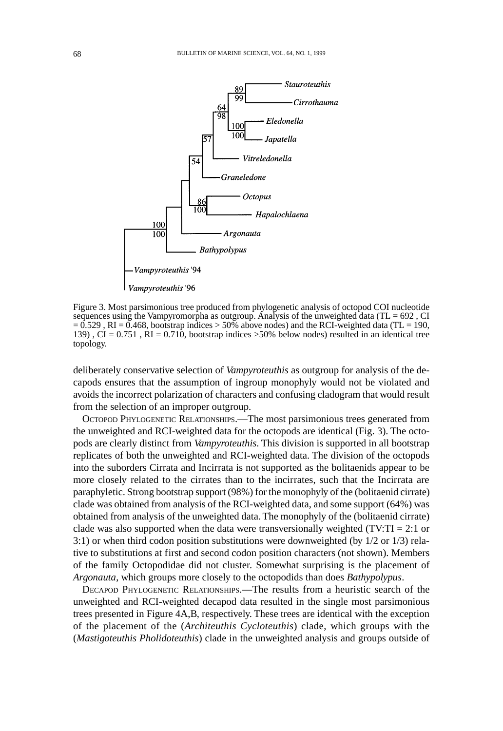Figure 3. Most parsimonious tree produced from phylogenetic analysis of octopod COI nucleotide sequences using the Vampyromorpha as outgroup. Analysis of the unweighted data (TL = 692 , CI = 0.529 , RI = 0.468, bootstrap indices > 50% above nodes) and the RCI-weighted data (TL = 190, 139) , CI = 0.751 , RI = 0.710, bootstrap indices >50% below nodes) resulted in an identical tree topology.

deliberately conservative selection of *Vampyroteuthis* as outgroup for analysis of the decapods ensures that the assumption of ingroup monophyly would not be violated and avoids the incorrect polarization of characters and confusing cladogram that would result from the selection of an improper outgroup.

Octopod Phylogenetic Relationships.—The most parsimonious trees generated from the unweighted and RCI-weighted data for the octopods are identical (Fig. 3). The octopods are clearly distinct from *Vampyroteuthis*. This division is supported in all bootstrap replicates of both the unweighted and RCI-weighted data. The division of the octopods into the suborders Cirrata and Incirrata is not supported as the bolitaenids appear to be more closely related to the cirrates than to the incirrates, such that the Incirrata are paraphyletic. Strong bootstrap support (98%) for the monophyly of the (bolitaenid cirrate) clade was obtained from analysis of the RCI-weighted data, and some support (64%) was obtained from analysis of the unweighted data. The monophyly of the (bolitaenid cirrate) clade was also supported when the data were transversionally weighted (TV:TI = 2:1 or 3:1) or when third codon position substitutions were downweighted (by 1/2 or 1/3) relative to substitutions at first and second codon position characters (not shown). Members of the family Octopodidae did not cluster. Somewhat surprising is the placement of *Argonauta*, which groups more closely to the octopodids than does *Bathypolypus*.

Decapod Phylogenetic Relationships.—The results from a heuristic search of the unweighted and RCI-weighted decapod data resulted in the single most parsimonious trees presented in Figure 4A,B, respectively. These trees are identical with the exception of the placement of the (*Architeuthis Cycloteuthis*) clade, which groups with the (*Mastigoteuthis Pholidoteuthis*) clade in the unweighted analysis and groups outside of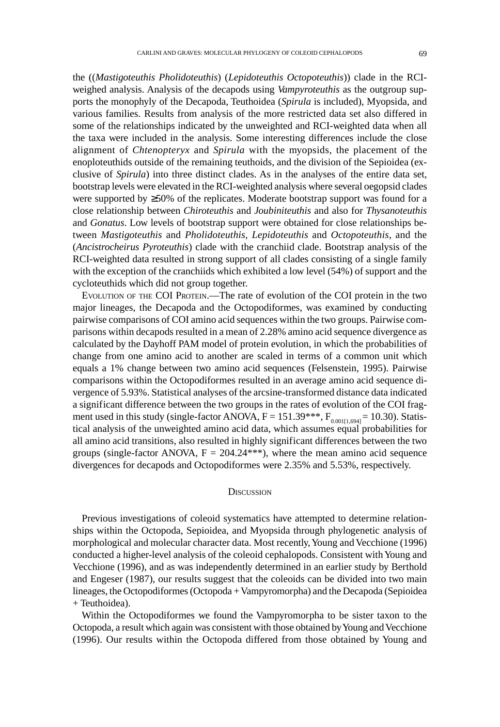the ((*Mastigoteuthis Pholidoteuthis*) (*Lepidoteuthis Octopoteuthis*)) clade in the RCI-weighed analysis. Analysis of the decapods using *Vampyroteuthis* as the outgroup supports the monophyly of the Decapoda, Teuthoidea (*Spirula* is included), Myopsida, and various families. Results from analysis of the more restricted data set also differed in some of the relationships indicated by the unweighted and RCI-weighted data when all the taxa were included in the analysis. Some interesting differences include the close alignment of *Chtenopteryx* and *Spirula* with the myopsids, the placement of the enoploteuthids outside of the remaining teuthoids, and the division of the Sepioidea (exclusive of *Spirula*) into three distinct clades. As in the analyses of the entire data set, bootstrap levels were elevated in the RCI-weighted analysis where several oegopsid clades were supported by ≥50% of the replicates. Moderate bootstrap support was found for a close relationship between *Chiroteuthis* and *Joubiniteuthis* and also for *Thysanoteuthis* and *Gonatus*. Low levels of bootstrap support were obtained for close relationships between *Mastigoteuthis* and *Pholidoteuthis*, *Lepidoteuthis* and *Octopoteuthis*, and the (*Ancistrocheirus Pyroteuthis*) clade with the cranchiid clade. Bootstrap analysis of the RCI-weighted data resulted in strong support of all clades consisting of a single family with the exception of the cranchiids which exhibited a low level (54%) of support and the cycloteuthids which did not group together.

Evolution of the COI Protein.—The rate of evolution of the COI protein in the two major lineages, the Decapoda and the Octopodiformes, was examined by conducting pairwise comparisons of COI amino acid sequences within the two groups. Pairwise comparisons within decapods resulted in a mean of 2.28% amino acid sequence divergence as calculated by the Dayhoff PAM model of protein evolution, in which the probabilities of change from one amino acid to another are scaled in terms of a common unit which equals a 1% change between two amino acid sequences (Felsenstein, 1995). Pairwise comparisons within the Octopodiformes resulted in an average amino acid sequence divergence of 5.93%. Statistical analyses of the arcsine-transformed distance data indicated a significant difference between the two groups in the rates of evolution of the COI fragment used in this study (single-factor ANOVA, $F = 151.39$***, $F_{0.001[1,694]} = 10.30$). Statistical analysis of the unweighted amino acid data, which assumes equal probabilities for all amino acid transitions, also resulted in highly significant differences between the two groups (single-factor ANOVA, $F = 204.24$***), where the mean amino acid sequence divergences for decapods and Octopodiformes were 2.35% and 5.53%, respectively.

## Discussion

Previous investigations of coleoid systematics have attempted to determine relationships within the Octopoda, Sepioidea, and Myopsida through phylogenetic analysis of morphological and molecular character data. Most recently, Young and Vecchione (1996) conducted a higher-level analysis of the coleoid cephalopods. Consistent with Young and Vecchione (1996), and as was independently determined in an earlier study by Berthold and Engeser (1987), our results suggest that the coleoids can be divided into two main lineages, the Octopodiformes (Octopoda + Vampyromorpha) and the Decapoda (Sepioidea + Teuthoidea).

Within the Octopodiformes we found the Vampyromorpha to be sister taxon to the Octopoda, a result which again was consistent with those obtained by Young and Vecchione (1996). Our results within the Octopoda differed from those obtained by Young and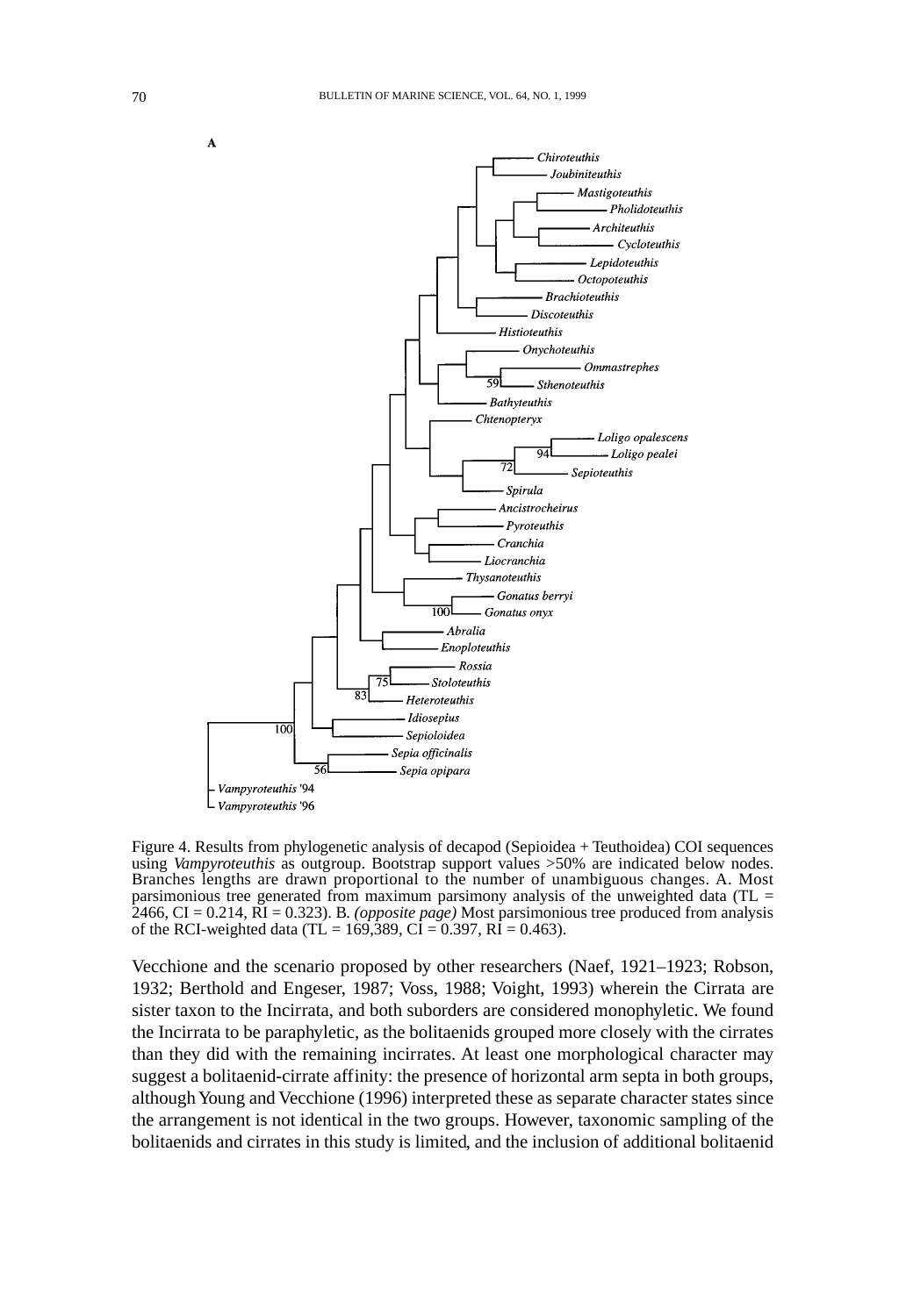A

Figure 4. Results from phylogenetic analysis of decapod (Sepioidea + Teuthoidea) COI sequences using *Vampyroteuthis* as outgroup. Bootstrap support values >50% are indicated below nodes. Branches lengths are drawn proportional to the number of unambiguous changes. A. Most parsimonious tree generated from maximum parsimony analysis of the unweighted data (TL = 2466, CI = 0.214, RI = 0.323). B. *(opposite page)* Most parsimonious tree produced from analysis of the RCI-weighted data (TL = 169,389, CI = 0.397, RI = 0.463).

Vecchione and the scenario proposed by other researchers (Naef, 1921–1923; Robson, 1932; Berthold and Engeser, 1987; Voss, 1988; Voight, 1993) wherein the Cirrata are sister taxon to the Incirrata, and both suborders are considered monophyletic. We found the Incirrata to be paraphyletic, as the bolitaenids grouped more closely with the cirrates than they did with the remaining incirrates. At least one morphological character may suggest a bolitaenid-cirrate affinity: the presence of horizontal arm septa in both groups, although Young and Vecchione (1996) interpreted these as separate character states since the arrangement is not identical in the two groups. However, taxonomic sampling of the bolitaenids and cirrates in this study is limited, and the inclusion of additional bolitaenid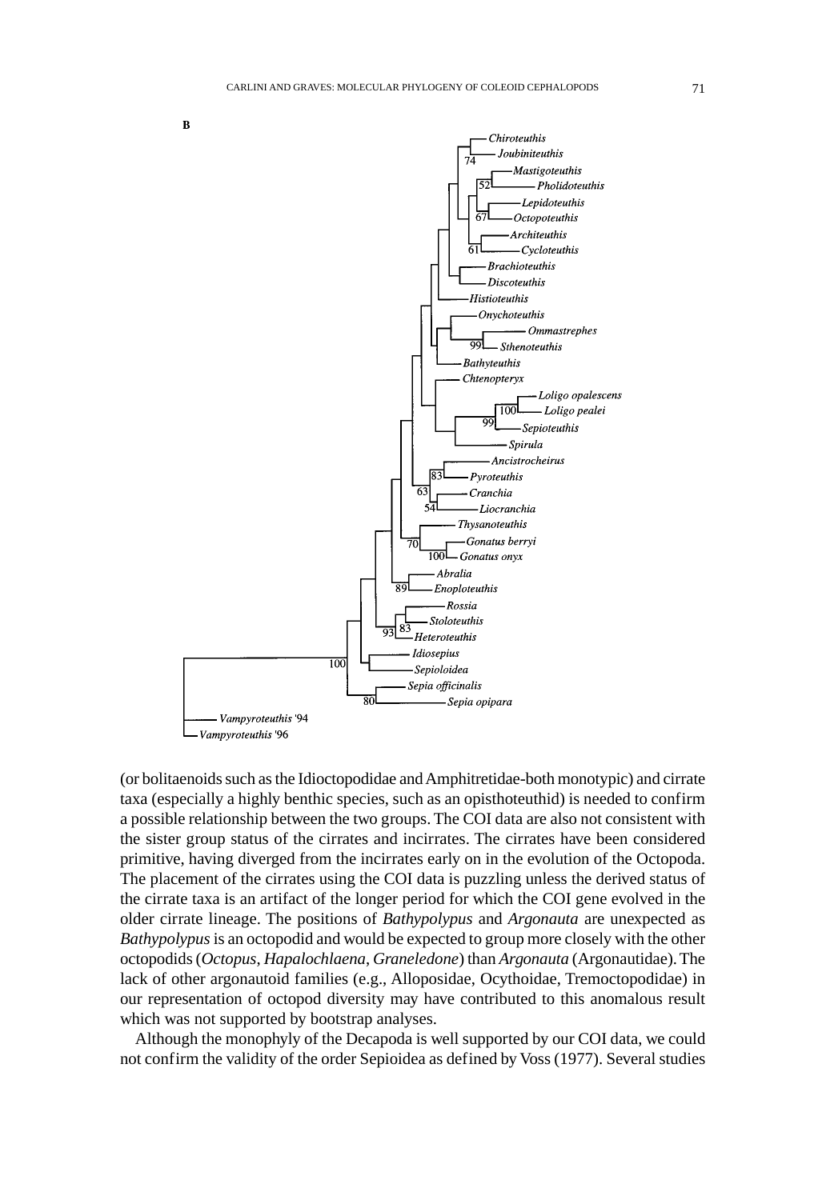B

(or bolitaenoids such as the Idioctopodidae and Amphitretidae-both monotypic) and cirrate taxa (especially a highly benthic species, such as an opisthoteuthid) is needed to confirm a possible relationship between the two groups. The COI data are also not consistent with the sister group status of the cirrates and incirrates. The cirrates have been considered primitive, having diverged from the incirrates early on in the evolution of the Octopoda. The placement of the cirrates using the COI data is puzzling unless the derived status of the cirrate taxa is an artifact of the longer period for which the COI gene evolved in the older cirrate lineage. The positions of *Bathypolypus* and *Argonauta* are unexpected as *Bathypolypus* is an octopodid and would be expected to group more closely with the other octopodids (*Octopus*, *Hapalochlaena*, *Graneledone*) than *Argonauta* (Argonautidae). The lack of other argonautoid families (e.g., Alloposidae, Ocythoidae, Tremoctopodidae) in our representation of octopod diversity may have contributed to this anomalous result which was not supported by bootstrap analyses.

Although the monophyly of the Decapoda is well supported by our COI data, we could not confirm the validity of the order Sepioidea as defined by Voss (1977). Several studies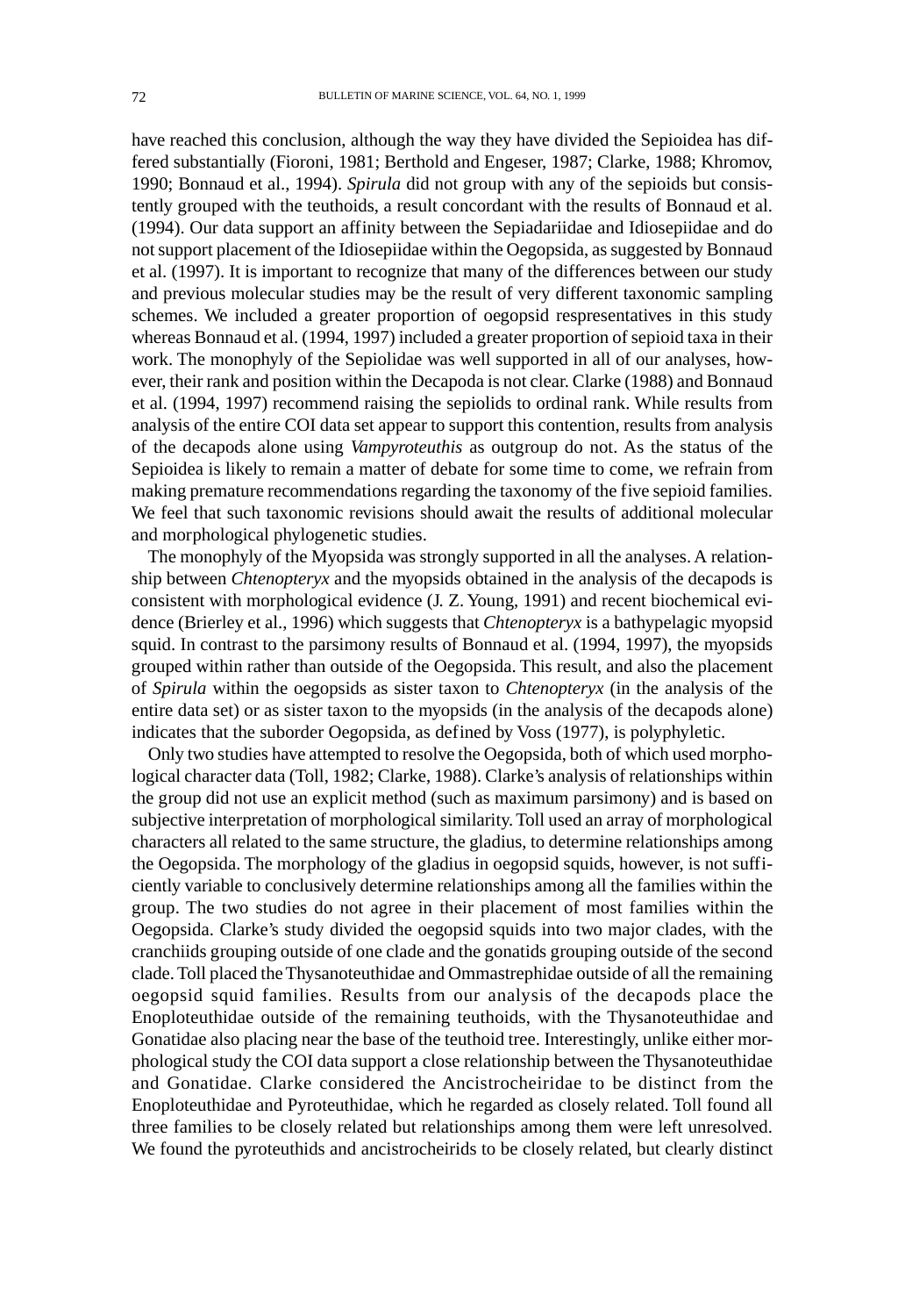have reached this conclusion, although the way they have divided the Sepioidea has differed substantially (Fioroni, 1981; Berthold and Engeser, 1987; Clarke, 1988; Khromov, 1990; Bonnaud et al., 1994). *Spirula* did not group with any of the sepioids but consistently grouped with the teuthoids, a result concordant with the results of Bonnaud et al. (1994). Our data support an affinity between the Sepiadariidae and Idiosepiidae and do not support placement of the Idiosepiidae within the Oegopsida, as suggested by Bonnaud et al. (1997). It is important to recognize that many of the differences between our study and previous molecular studies may be the result of very different taxonomic sampling schemes. We included a greater proportion of oegopsid respresentatives in this study whereas Bonnaud et al. (1994, 1997) included a greater proportion of sepioid taxa in their work. The monophyly of the Sepiolidae was well supported in all of our analyses, however, their rank and position within the Decapoda is not clear. Clarke (1988) and Bonnaud et al. (1994, 1997) recommend raising the sepiolids to ordinal rank. While results from analysis of the entire COI data set appear to support this contention, results from analysis of the decapods alone using *Vampyroteuthis* as outgroup do not. As the status of the Sepioidea is likely to remain a matter of debate for some time to come, we refrain from making premature recommendations regarding the taxonomy of the five sepioid families. We feel that such taxonomic revisions should await the results of additional molecular and morphological phylogenetic studies.

The monophyly of the Myopsida was strongly supported in all the analyses. A relationship between *Chtenopteryx* and the myopsids obtained in the analysis of the decapods is consistent with morphological evidence (J. Z. Young, 1991) and recent biochemical evidence (Brierley et al., 1996) which suggests that *Chtenopteryx* is a bathypelagic myopsid squid. In contrast to the parsimony results of Bonnaud et al. (1994, 1997), the myopsids grouped within rather than outside of the Oegopsida. This result, and also the placement of *Spirula* within the oegopsids as sister taxon to *Chtenopteryx* (in the analysis of the entire data set) or as sister taxon to the myopsids (in the analysis of the decapods alone) indicates that the suborder Oegopsida, as defined by Voss (1977), is polyphyletic.

Only two studies have attempted to resolve the Oegopsida, both of which used morphological character data (Toll, 1982; Clarke, 1988). Clarke's analysis of relationships within the group did not use an explicit method (such as maximum parsimony) and is based on subjective interpretation of morphological similarity. Toll used an array of morphological characters all related to the same structure, the gladius, to determine relationships among the Oegopsida. The morphology of the gladius in oegopsid squids, however, is not sufficiently variable to conclusively determine relationships among all the families within the group. The two studies do not agree in their placement of most families within the Oegopsida. Clarke's study divided the oegopsid squids into two major clades, with the cranchiids grouping outside of one clade and the gonatids grouping outside of the second clade. Toll placed the Thysanoteuthidae and Ommastrephidae outside of all the remaining oegopsid squid families. Results from our analysis of the decapods place the Enoploteuthidae outside of the remaining teuthoids, with the Thysanoteuthidae and Gonatidae also placing near the base of the teuthoid tree. Interestingly, unlike either morphological study the COI data support a close relationship between the Thysanoteuthidae and Gonatidae. Clarke considered the Ancistrocheiridae to be distinct from the Enoploteuthidae and Pyroteuthidae, which he regarded as closely related. Toll found all three families to be closely related but relationships among them were left unresolved. We found the pyroteuthids and ancistrocheirids to be closely related, but clearly distinct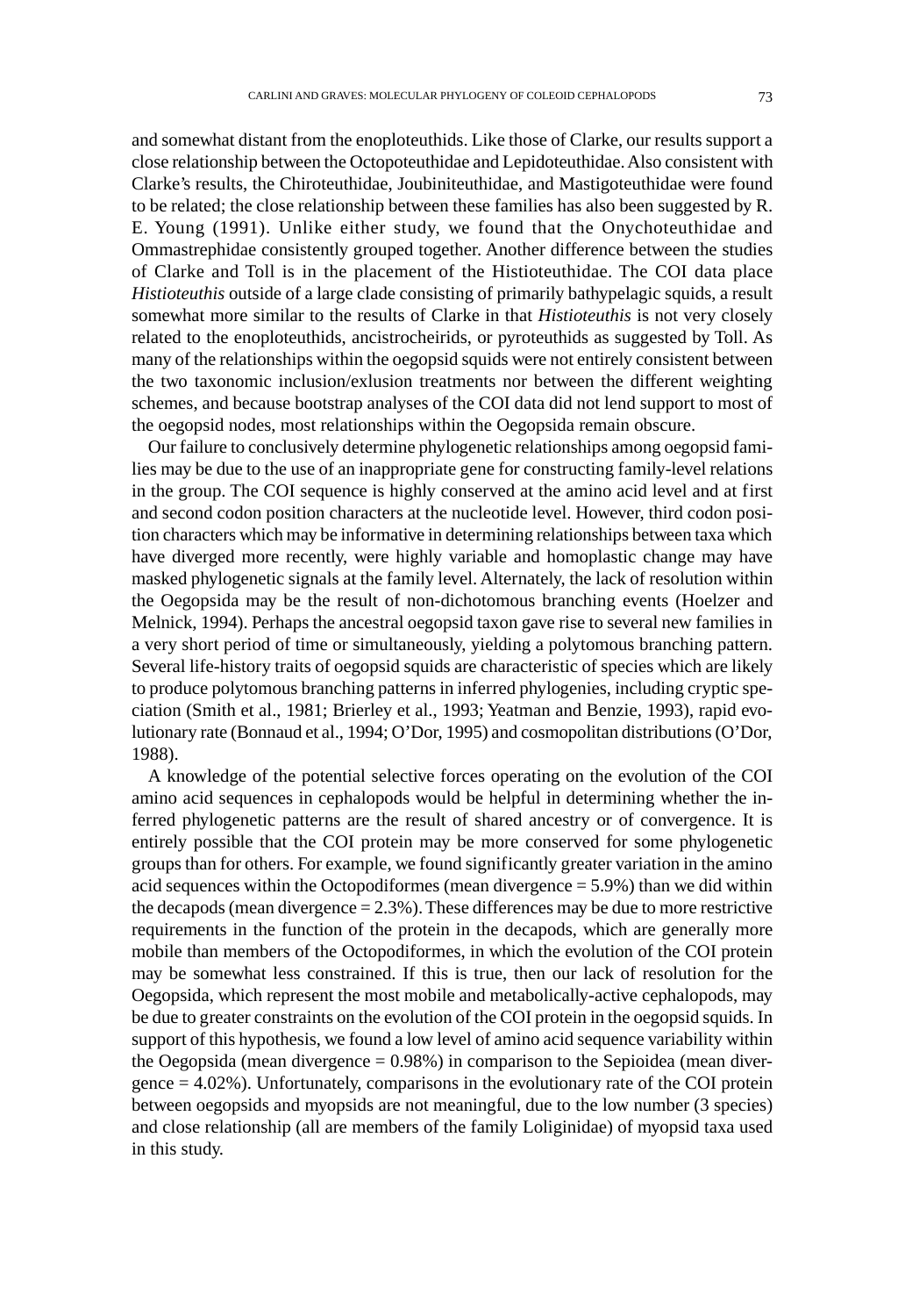and somewhat distant from the enoploteuthids. Like those of Clarke, our results support a close relationship between the Octopoteuthidae and Lepidoteuthidae. Also consistent with Clarke's results, the Chiroteuthidae, Joubiniteuthidae, and Mastigoteuthidae were found to be related; the close relationship between these families has also been suggested by R. E. Young (1991). Unlike either study, we found that the Onychoteuthidae and Ommastrephidae consistently grouped together. Another difference between the studies of Clarke and Toll is in the placement of the Histioteuthidae. The COI data place *Histioteuthis* outside of a large clade consisting of primarily bathypelagic squids, a result somewhat more similar to the results of Clarke in that *Histioteuthis* is not very closely related to the enoploteuthids, ancistrocheirids, or pyroteuthids as suggested by Toll. As many of the relationships within the oegopsid squids were not entirely consistent between the two taxonomic inclusion/exlusion treatments nor between the different weighting schemes, and because bootstrap analyses of the COI data did not lend support to most of the oegopsid nodes, most relationships within the Oegopsida remain obscure.

Our failure to conclusively determine phylogenetic relationships among oegopsid families may be due to the use of an inappropriate gene for constructing family-level relations in the group. The COI sequence is highly conserved at the amino acid level and at first and second codon position characters at the nucleotide level. However, third codon position characters which may be informative in determining relationships between taxa which have diverged more recently, were highly variable and homoplastic change may have masked phylogenetic signals at the family level. Alternately, the lack of resolution within the Oegopsida may be the result of non-dichotomous branching events (Hoelzer and Melnick, 1994). Perhaps the ancestral oegopsid taxon gave rise to several new families in a very short period of time or simultaneously, yielding a polytomous branching pattern. Several life-history traits of oegopsid squids are characteristic of species which are likely to produce polytomous branching patterns in inferred phylogenies, including cryptic speciation (Smith et al., 1981; Brierley et al., 1993; Yeatman and Benzie, 1993), rapid evolutionary rate (Bonnaud et al., 1994; O'Dor, 1995) and cosmopolitan distributions (O'Dor, 1988).

A knowledge of the potential selective forces operating on the evolution of the COI amino acid sequences in cephalopods would be helpful in determining whether the inferred phylogenetic patterns are the result of shared ancestry or of convergence. It is entirely possible that the COI protein may be more conserved for some phylogenetic groups than for others. For example, we found significantly greater variation in the amino acid sequences within the Octopodiformes (mean divergence = 5.9%) than we did within the decapods (mean divergence = 2.3%). These differences may be due to more restrictive requirements in the function of the protein in the decapods, which are generally more mobile than members of the Octopodiformes, in which the evolution of the COI protein may be somewhat less constrained. If this is true, then our lack of resolution for the Oegopsida, which represent the most mobile and metabolically-active cephalopods, may be due to greater constraints on the evolution of the COI protein in the oegopsid squids. In support of this hypothesis, we found a low level of amino acid sequence variability within the Oegopsida (mean divergence = 0.98%) in comparison to the Sepioidea (mean divergence = 4.02%). Unfortunately, comparisons in the evolutionary rate of the COI protein between oegopsids and myopsids are not meaningful, due to the low number (3 species) and close relationship (all are members of the family Loliginidae) of myopsid taxa used in this study.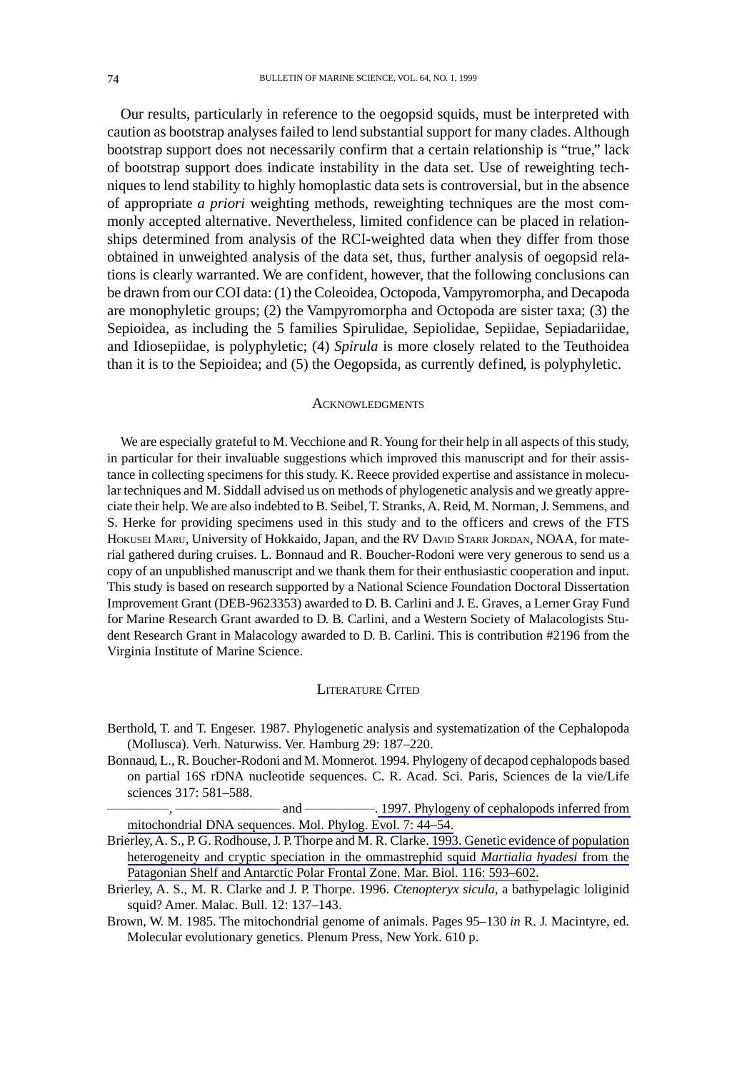Our results, particularly in reference to the oegopsid squids, must be interpreted with caution as bootstrap analyses failed to lend substantial support for many clades. Although bootstrap support does not necessarily confirm that a certain relationship is "true," lack of bootstrap support does indicate instability in the data set. Use of reweighting techniques to lend stability to highly homoplastic data sets is controversial, but in the absence of appropriate *a priori* weighting methods, reweighting techniques are the most commonly accepted alternative. Nevertheless, limited confidence can be placed in relationships determined from analysis of the RCI-weighted data when they differ from those obtained in unweighted analysis of the data set, thus, further analysis of oegopsid relations is clearly warranted. We are confident, however, that the following conclusions can be drawn from our COI data: (1) the Coleoidea, Octopoda, Vampyromorpha, and Decapoda are monophyletic groups; (2) the Vampyromorpha and Octopoda are sister taxa; (3) the Sepioidea, as including the 5 families Spirulidae, Sepiolidae, Sepiidae, Sepiadariidae, and Idiosepiidae, is polyphyletic; (4) *Spirula* is more closely related to the Teuthoidea than it is to the Sepioidea; and (5) the Oegopsida, as currently defined, is polyphyletic.

## Acknowledgments

We are especially grateful to M. Vecchione and R. Young for their help in all aspects of this study, in particular for their invaluable suggestions which improved this manuscript and for their assistance in collecting specimens for this study. K. Reece provided expertise and assistance in molecular techniques and M. Siddall advised us on methods of phylogenetic analysis and we greatly appreciate their help. We are also indebted to B. Seibel, T. Stranks, A. Reid, M. Norman, J. Semmens, and S. Herke for providing specimens used in this study and to the officers and crews of the FTS Hokusei Maru, University of Hokkaido, Japan, and the RV David Starr Jordan, NOAA, for material gathered during cruises. L. Bonnaud and R. Boucher-Rodoni were very generous to send us a copy of an unpublished manuscript and we thank them for their enthusiastic cooperation and input. This study is based on research supported by a National Science Foundation Doctoral Dissertation Improvement Grant (DEB-9623353) awarded to D. B. Carlini and J. E. Graves, a Lerner Gray Fund for Marine Research Grant awarded to D. B. Carlini, and a Western Society of Malacologists Student Research Grant in Malacology awarded to D. B. Carlini. This is contribution #2196 from the Virginia Institute of Marine Science.

## Literature Cited

Berthold, T. and T. Engeser. 1987. Phylogenetic analysis and systematization of the Cephalopoda (Mollusca). Verh. Naturwiss. Ver. Hamburg 29: 187–220.

Bonnaud, L., R. Boucher-Rodoni and M. Monnerot. 1994. Phylogeny of decapod cephalopods based on partial 16S rDNA nucleotide sequences. C. R. Acad. Sci. Paris, Sciences de la vie/Life sciences 317: 581–588.

———, ——— and ———. 1997. Phylogeny of cephalopods inferred from mitochondrial DNA sequences. Mol. Phylog. Evol. 7: 44–54.

Brierley, A. S., P. G. Rodhouse, J. P. Thorpe and M. R. Clarke. 1993. Genetic evidence of population heterogeneity and cryptic speciation in the ommastrephid squid *Martialia hyadesi* from the Patagonian Shelf and Antarctic Polar Frontal Zone. Mar. Biol. 116: 593–602.

Brierley, A. S., M. R. Clarke and J. P. Thorpe. 1996. *Ctenopteryx sicula*, a bathypelagic loliginid squid? Amer. Malac. Bull. 12: 137–143.

Brown, W. M. 1985. The mitochondrial genome of animals. Pages 95–130 *in* R. J. Macintyre, ed. Molecular evolutionary genetics. Plenum Press, New York. 610 p.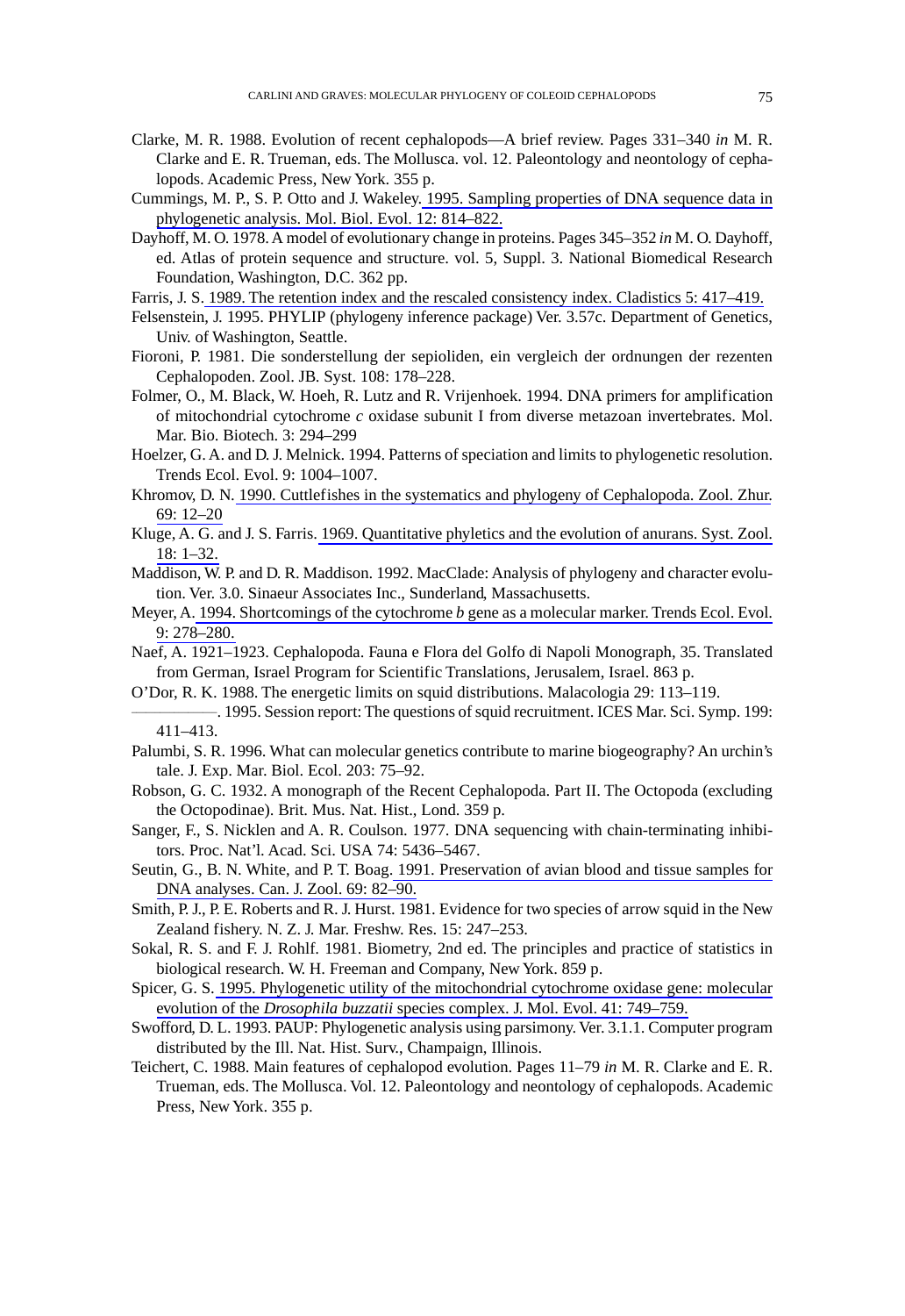Clarke, M. R. 1988. Evolution of recent cephalopods—A brief review. Pages 331–340 *in* M. R. Clarke and E. R. Trueman, eds. The Mollusca. vol. 12. Paleontology and neontology of cephalopods. Academic Press, New York. 355 p.

Cummings, M. P., S. P. Otto and J. Wakeley. 1995. Sampling properties of DNA sequence data in phylogenetic analysis. Mol. Biol. Evol. 12: 814–822.

Dayhoff, M. O. 1978. A model of evolutionary change in proteins. Pages 345–352 *in* M. O. Dayhoff, ed. Atlas of protein sequence and structure. vol. 5, Suppl. 3. National Biomedical Research Foundation, Washington, D.C. 362 pp.

Farris, J. S. 1989. The retention index and the rescaled consistency index. Cladistics 5: 417–419.

Felsenstein, J. 1995. PHYLIP (phylogeny inference package) Ver. 3.57c. Department of Genetics, Univ. of Washington, Seattle.

Fioroni, P. 1981. Die sonderstellung der sepioliden, ein vergleich der ordnungen der rezenten Cephalopoden. Zool. JB. Syst. 108: 178–228.

Folmer, O., M. Black, W. Hoeh, R. Lutz and R. Vrijenhoek. 1994. DNA primers for amplification of mitochondrial cytochrome *c* oxidase subunit I from diverse metazoan invertebrates. Mol. Mar. Bio. Biotech. 3: 294–299

Hoelzer, G. A. and D. J. Melnick. 1994. Patterns of speciation and limits to phylogenetic resolution. Trends Ecol. Evol. 9: 1004–1007.

Khromov, D. N. 1990. Cuttlefishes in the systematics and phylogeny of Cephalopoda. Zool. Zhur. 69: 12–20

Kluge, A. G. and J. S. Farris. 1969. Quantitative phyletics and the evolution of anurans. Syst. Zool. 18: 1–32.

Maddison, W. P. and D. R. Maddison. 1992. MacClade: Analysis of phylogeny and character evolution. Ver. 3.0. Sinaeur Associates Inc., Sunderland, Massachusetts.

Meyer, A. 1994. Shortcomings of the cytochrome *b* gene as a molecular marker. Trends Ecol. Evol. 9: 278–280.

Naef, A. 1921–1923. Cephalopoda. Fauna e Flora del Golfo di Napoli Monograph, 35. Translated from German, Israel Program for Scientific Translations, Jerusalem, Israel. 863 p.

O'Dor, R. K. 1988. The energetic limits on squid distributions. Malacologia 29: 113–119.

———. 1995. Session report: The questions of squid recruitment. ICES Mar. Sci. Symp. 199: 411–413.

Palumbi, S. R. 1996. What can molecular genetics contribute to marine biogeography? An urchin's tale. J. Exp. Mar. Biol. Ecol. 203: 75–92.

Robson, G. C. 1932. A monograph of the Recent Cephalopoda. Part II. The Octopoda (excluding the Octopodinae). Brit. Mus. Nat. Hist., Lond. 359 p.

Sanger, F., S. Nicklen and A. R. Coulson. 1977. DNA sequencing with chain-terminating inhibitors. Proc. Nat'l. Acad. Sci. USA 74: 5436–5467.

Seutin, G., B. N. White, and P. T. Boag. 1991. Preservation of avian blood and tissue samples for DNA analyses. Can. J. Zool. 69: 82–90.

Smith, P. J., P. E. Roberts and R. J. Hurst. 1981. Evidence for two species of arrow squid in the New Zealand fishery. N. Z. J. Mar. Freshw. Res. 15: 247–253.

Sokal, R. S. and F. J. Rohlf. 1981. Biometry, 2nd ed. The principles and practice of statistics in biological research. W. H. Freeman and Company, New York. 859 p.

Spicer, G. S. 1995. Phylogenetic utility of the mitochondrial cytochrome oxidase gene: molecular evolution of the *Drosophila buzzatii* species complex. J. Mol. Evol. 41: 749–759.

Swofford, D. L. 1993. PAUP: Phylogenetic analysis using parsimony. Ver. 3.1.1. Computer program distributed by the Ill. Nat. Hist. Surv., Champaign, Illinois.

Teichert, C. 1988. Main features of cephalopod evolution. Pages 11–79 *in* M. R. Clarke and E. R. Trueman, eds. The Mollusca. Vol. 12. Paleontology and neontology of cephalopods. Academic Press, New York. 355 p.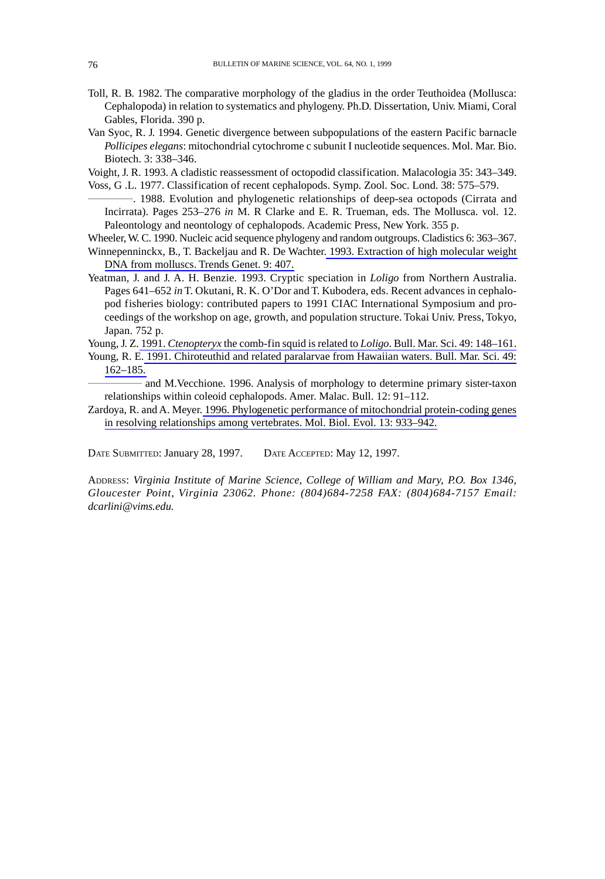Toll, R. B. 1982. The comparative morphology of the gladius in the order Teuthoidea (Mollusca: Cephalopoda) in relation to systematics and phylogeny. Ph.D. Dissertation, Univ. Miami, Coral Gables, Florida. 390 p.

Van Syoc, R. J. 1994. Genetic divergence between subpopulations of the eastern Pacific barnacle *Pollicipes elegans*: mitochondrial cytochrome c subunit I nucleotide sequences. Mol. Mar. Bio. Biotech. 3: 338–346.

Voight, J. R. 1993. A cladistic reassessment of octopodid classification. Malacologia 35: 343–349.

Voss, G .L. 1977. Classification of recent cephalopods. Symp. Zool. Soc. Lond. 38: 575–579.

————. 1988. Evolution and phylogenetic relationships of deep-sea octopods (Cirrata and Incirrata). Pages 253–276 *in* M. R Clarke and E. R. Trueman, eds. The Mollusca. vol. 12. Paleontology and neontology of cephalopods. Academic Press, New York. 355 p.

Wheeler, W. C. 1990. Nucleic acid sequence phylogeny and random outgroups. Cladistics 6: 363–367.

Winnepenninckx, B., T. Backeljau and R. De Wachter. 1993. Extraction of high molecular weight DNA from molluscs. Trends Genet. 9: 407.

Yeatman, J. and J. A. H. Benzie. 1993. Cryptic speciation in *Loligo* from Northern Australia. Pages 641–652 *in* T. Okutani, R. K. O'Dor and T. Kubodera, eds. Recent advances in cephalopod fisheries biology: contributed papers to 1991 CIAC International Symposium and proceedings of the workshop on age, growth, and population structure. Tokai Univ. Press, Tokyo, Japan. 752 p.

Young, J. Z. 1991. *Ctenopteryx* the comb-fin squid is related to *Loligo*. Bull. Mar. Sci. 49: 148–161.

Young, R. E. 1991. Chiroteuthid and related paralarvae from Hawaiian waters. Bull. Mar. Sci. 49: 162–185.

———— and M.Vecchione. 1996. Analysis of morphology to determine primary sister-taxon relationships within coleoid cephalopods. Amer. Malac. Bull. 12: 91–112.

Zardoya, R. and A. Meyer. 1996. Phylogenetic performance of mitochondrial protein-coding genes in resolving relationships among vertebrates. Mol. Biol. Evol. 13: 933–942.

DATE SUBMITTED: January 28, 1997. DATE ACCEPTED: May 12, 1997.

ADDRESS: *Virginia Institute of Marine Science, College of William and Mary, P.O. Box 1346, Gloucester Point, Virginia 23062. Phone: (804)684-7258 FAX: (804)684-7157 Email: dcarlini@vims.edu.*